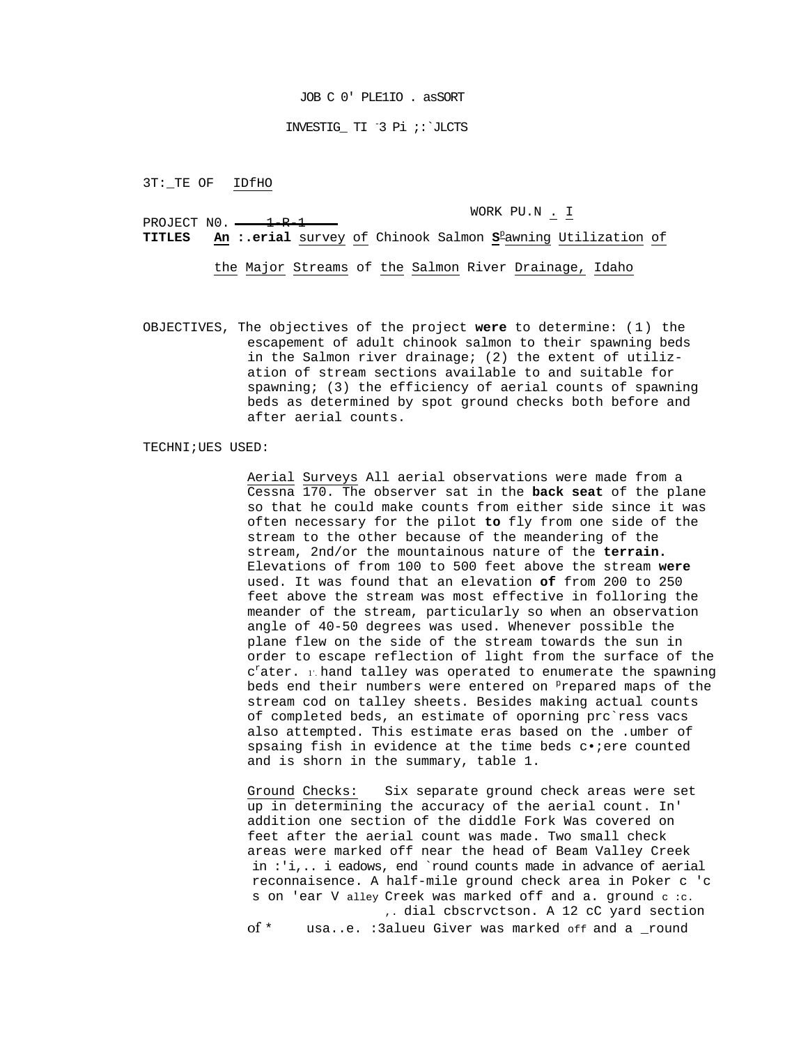JOB C 0' PLE1IO . asSORT

INVESTIG_ TI ˉ3 Pi ;:`JLCTS

3T:_TE OF IDfHO

WORK PU.N . I

PROJECT N0. 1-R-1

**TITLES** **An :.erial** survey of Chinook Salmon **S**pawning Utilization of the Major Streams of the Salmon River Drainage, Idaho

OBJECTIVES, The objectives of the project **were** to determine: (1) the escapement of adult chinook salmon to their spawning beds in the Salmon river drainage; (2) the extent of utilization of stream sections available to and suitable for spawning; (3) the efficiency of aerial counts of spawning beds as determined by spot ground checks both before and after aerial counts.

TECHNI;UES USED:

Aerial Surveys All aerial observations were made from a Cessna 170. The observer sat in the **back seat** of the plane so that he could make counts from either side since it was often necessary for the pilot **to** fly from one side of the stream to the other because of the meandering of the stream, 2nd/or the mountainous nature of the **terrain.** Elevations of from 100 to 500 feet above the stream **were** used. It was found that an elevation **of** from 200 to 250 feet above the stream was most effective in folloring the meander of the stream, particularly so when an observation angle of 40-50 degrees was used. Whenever possible the plane flew on the side of the stream towards the sun in order to escape reflection of light from the surface of the c'ater. 1'. hand talley was operated to enumerate the spawning beds end their numbers were entered on prepared maps of the stream cod on talley sheets. Besides making actual counts of completed beds, an estimate of oporning prc`ress vacs also attempted. This estimate eras based on the .umber of spsaing fish in evidence at the time beds c•;ere counted and is shorn in the summary, table 1.

Ground Checks: Six separate ground check areas were set up in determining the accuracy of the aerial count. In' addition one section of the diddle Fork Was covered on feet after the aerial count was made. Two small check areas were marked off near the head of Beam Valley Creek in :'i,.. i eadows, end `round counts made in advance of aerial reconnaisence. A half-mile ground check area in Poker c 'c s on 'ear V alley Creek was marked off and a. ground c :c. ,. dial cbscrvctson. A 12 cC yard section of * usa..e. :3alueu Giver was marked off and a _round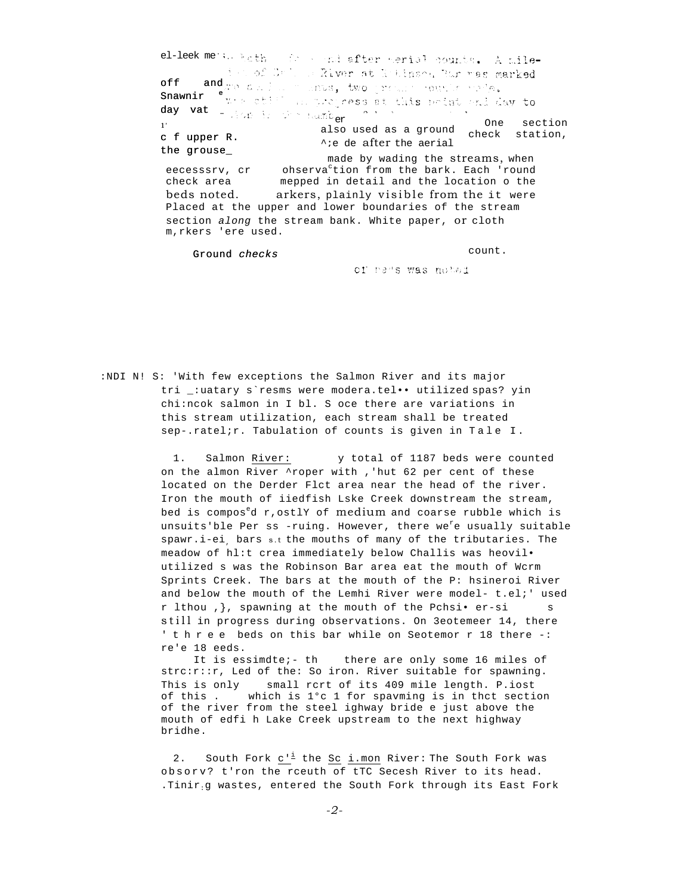el-leek me... both ... after aerial counts. A mile- ... of ... River at Robinson Bar was marked off and ... two ... made. Snawnir ... still in progress at this point and day to day vat ... number ... er

c f upper R. the grouse_ ... also used as a ground check ... made after the aerial ... One section check station,

... made by wading the streams, when eecesssrv, cr ohservation from the bank. Each 'round check area mepped in detail and the location o the beds noted. arkers, plainly visible from the it were Placed at the upper and lower boundaries of the stream section *along* the stream bank. White paper, or cloth m,rkers 'ere used.

Ground *checks* ... count. ... of ... was noted

:NDI N! S: 'With few exceptions the Salmon River and its major tri _:uatary s`resms were modera.tel•• utilized spas? yin chi:ncok salmon in I bl. S oce there are variations in this stream utilization, each stream shall be treated sep-.ratel;r. Tabulation of counts is given in Tale I.

1. Salmon River: y total of 1187 beds were counted on the almon River ^roper with ,'hut 62 per cent of these located on the Derder Flct area near the head of the river. Iron the mouth of iiedfish Lske Creek downstream the stream, bed is composed r,ostlY of medium and coarse rubble which is unsuits'ble Per ss -ruing. However, there were usually suitable spawr.i-ei, bars s.t the mouths of many of the tributaries. The meadow of hl:t crea immediately below Challis was heovil• utilized s was the Robinson Bar area eat the mouth of Wcrm Sprints Creek. The bars at the mouth of the P: hsineroi River and below the mouth of the Lemhi River were model- t.el;' used r lthou ,}, spawning at the mouth of the Pchsi• er-si s still in progress during observations. On 3eotemeer 14, there ' t h r e e beds on this bar while on Seotemor r 18 there -: re'e 18 eeds.

It is essimdte;- th there are only some 16 miles of strc:r::r, Led of the: So iron. River suitable for spawning. This is only small rcrt of its 409 mile length. P.iost of this . which is 1°c 1 for spavming is in thct section of the river from the steel ighway bride e just above the mouth of edfi h Lake Creek upstream to the next highway bridhe.

2. South Fork c'i the Sc i.mon River: The South Fork was obsorv? t'ron the rceuth of tTC Secesh River to its head. .Tinir:g wastes, entered the South Fork through its East Fork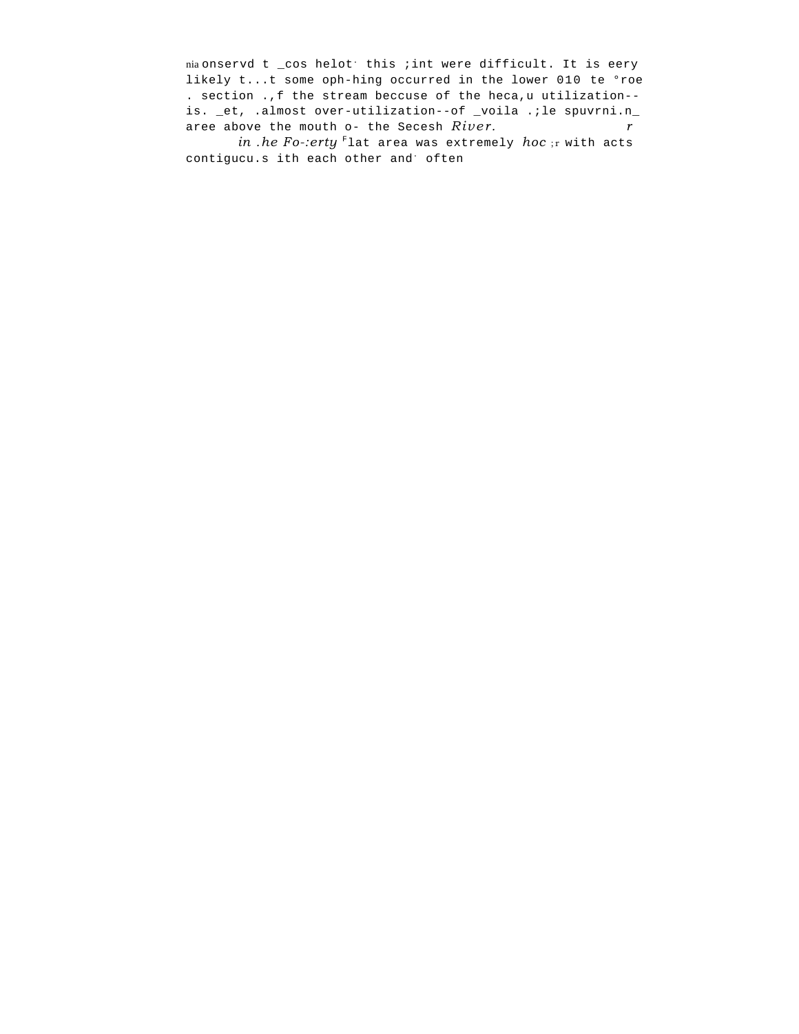nia onservd t _cos helot· this ;int were difficult. It is eery likely t...t some oph-hing occurred in the lower 010 te °roe . section .,f the stream beccuse of the heca,u utilization--is. _et, .almost over-utilization--of _voila .;le spuvrni.n_ aree above the mouth o- the Secesh *River.* *r*

*in .he Fo-:erty* F lat area was extremely *hoc* ;r with acts contigucu.s ith each other and· often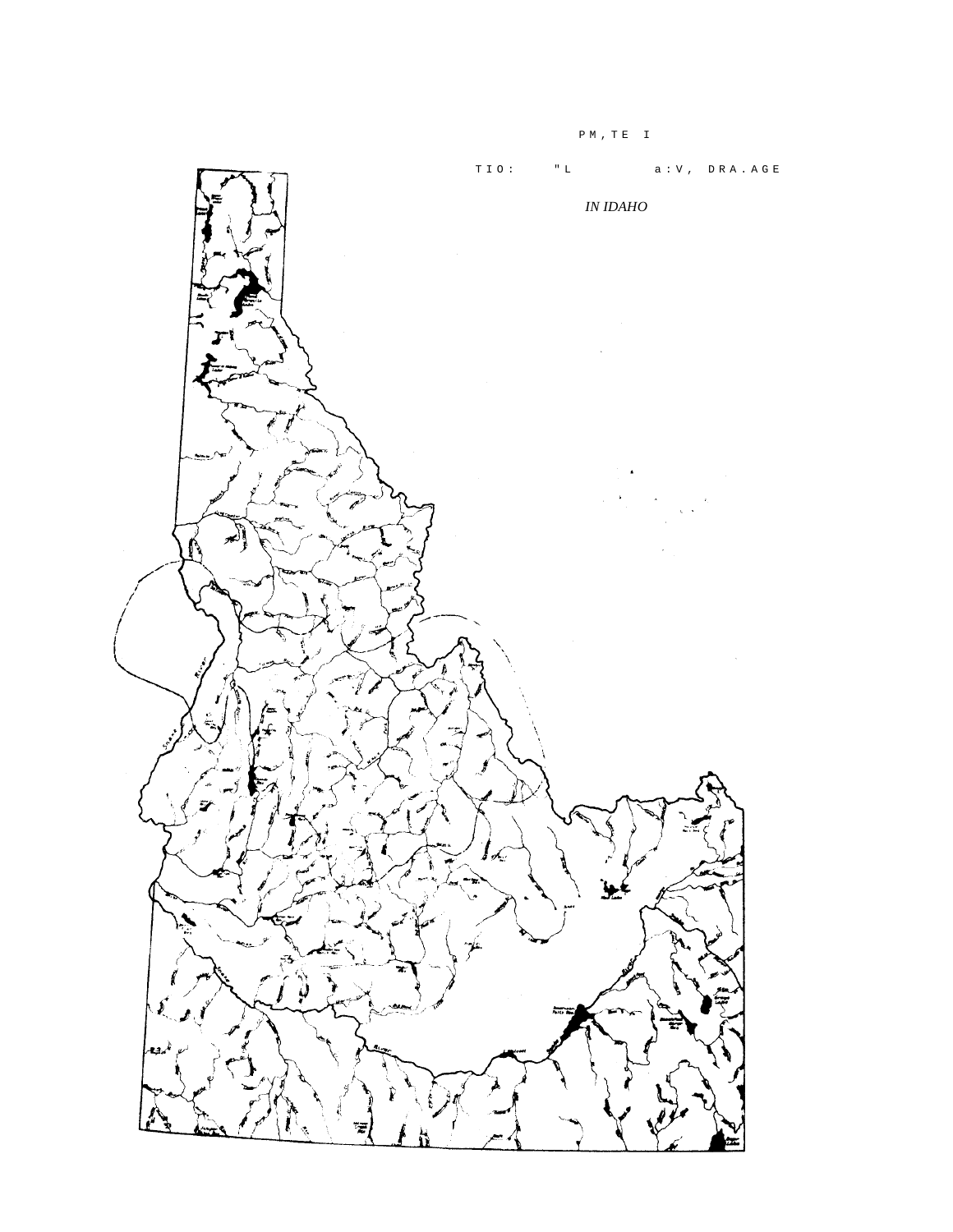P M , T E I

T I O : " L a : V , D R A . A G E

*IN IDAHO*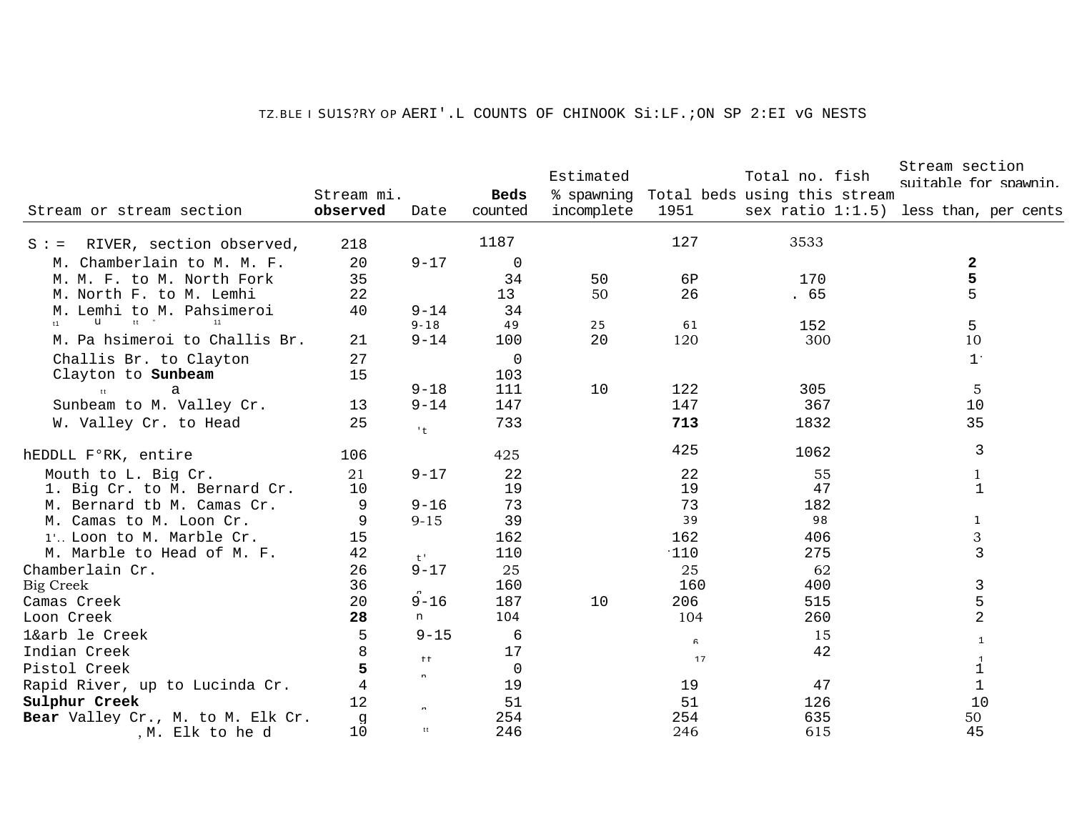TZ.BLE I SU1S?RY OP AERI'.L COUNTS OF CHINOOK Si:LF.;ON SP 2:EI vG NESTS

| Stream or stream section | Stream mi. observed | Date | Beds counted | Estimated % spawning incomplete | Total beds 1951 | Total no. fish using this stream sex ratio 1:1.5) | Stream section suitable for spawnin, less than, per cents |
|---|---|---|---|---|---|---|---|
| S : = RIVER, section observed, | 218 | | 1187 | | 127 | 3533 | |
| M. Chamberlain to M. M. F. | 20 | 9-17 | 0 | | | | 2 |
| M. M. F. to M. North Fork | 35 | | 34 | 50 | 6P | 170 | 5 |
| M. North F. to M. Lemhi | 22 | | 13 | 50 | 26 | . 65 | 5 |
| M. Lemhi to M. Pahsimeroi | 40 | 9-14 | 34 | | | | |
| " " " " | | 9-18 | 49 | 25 | 61 | 152 | 5 |
| M. Pa hsimeroi to Challis Br. | 21 | 9-14 | 100 | 20 | 120 | 300 | 10 |
| Challis Br. to Clayton | 27 | | 0 | | | | 1 |
| Clayton to Sunbeam | 15 | | 103 | | | | |
| " a | | 9-18 | 111 | 10 | 122 | 305 | 5 |
| Sunbeam to M. Valley Cr. | 13 | 9-14 | 147 | | 147 | 367 | 10 |
| W. Valley Cr. to Head | 25 | 't | 733 | | 713 | 1832 | 35 |
| hEDDLL F°RK, entire | 106 | | 425 | | 425 | 1062 | 3 |
| Mouth to L. Big Cr. | 21 | 9-17 | 22 | | 22 | 55 | 1 |
| 1. Big Cr. to M. Bernard Cr. | 10 | | 19 | | 19 | 47 | 1 |
| M. Bernard tb M. Camas Cr. | 9 | 9-16 | 73 | | 73 | 182 | |
| M. Camas to M. Loon Cr. | 9 | 9-15 | 39 | | 39 | 98 | 1 |
| 1'.. Loon to M. Marble Cr. | 15 | | 162 | | 162 | 406 | 3 |
| M. Marble to Head of M. F. | 42 | t' | 110 | | 110 | 275 | 3 |
| Chamberlain Cr. | 26 | 9-17 | 25 | | 25 | 62 | |
| Big Creek | 36 | " | 160 | | 160 | 400 | 3 |
| Camas Creek | 20 | 9-16 | 187 | 10 | 206 | 515 | 5 |
| Loon Creek | 28 | " | 104 | | 104 | 260 | 2 |
| 1&arb le Creek | 5 | 9-15 | 6 | | 6 | 15 | 1 |
| Indian Creek | 8 | " | 17 | | 17 | 42 | 1 |
| Pistol Creek | 5 | " | 0 | | | | 1 |
| Rapid River, up to Lucinda Cr. | 4 | " | 19 | | 19 | 47 | 1 |
| Sulphur Creek | 12 | " | 51 | | 51 | 126 | 10 |
| Bear Valley Cr., M. to M. Elk Cr. | g | | 254 | | 254 | 635 | 50 |
| , M. Elk to he d | 10 | " | 246 | | 246 | 615 | 45 |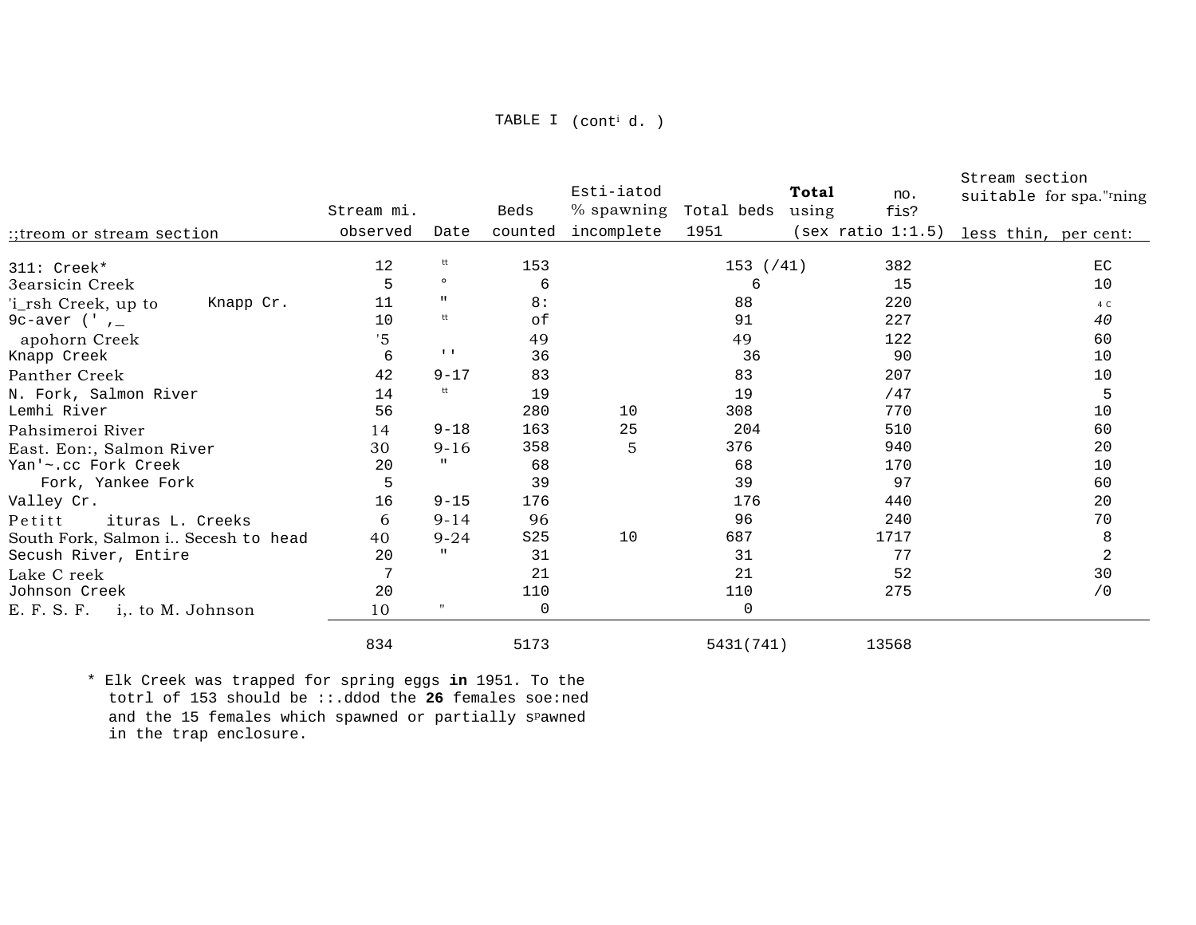TABLE I (contⁱ d. )

| ::treom or stream section | Stream mi. observed | Date | Beds counted | Esti-iatod % spawning incomplete | Total beds 1951 | Total using (sex ratio 1:1.5) | no. fis? | Stream section suitable for spa."rning less thin, per cent: |
|---|---|---|---|---|---|---|---|---|
| 311: Creek* | 12 | tt | 153 | | 153 (/41) | | 382 | EC |
| 3earsicin Creek | 5 | ° | 6 | | 6 | | 15 | 10 |
| 'i_rsh Creek, up to Knapp Cr. | 11 | " | 8: | | 88 | | 220 | 4 C |
| 9c-aver (' ,_ | 10 | tt | of | | 91 | | 227 | 40 |
| apohorn Creek | '5 | | 49 | | 49 | | 122 | 60 |
| Knapp Creek | 6 | '' | 36 | | 36 | | 90 | 10 |
| Panther Creek | 42 | 9-17 | 83 | | 83 | | 207 | 10 |
| N. Fork, Salmon River | 14 | tt | 19 | | 19 | | /47 | 5 |
| Lemhi River | 56 | | 280 | 10 | 308 | | 770 | 10 |
| Pahsimeroi River | 14 | 9-18 | 163 | 25 | 204 | | 510 | 60 |
| East. Eon:, Salmon River | 30 | 9-16 | 358 | 5 | 376 | | 940 | 20 |
| Yan'~.cc Fork Creek | 20 | " | 68 | | 68 | | 170 | 10 |
| Fork, Yankee Fork | 5 | | 39 | | 39 | | 97 | 60 |
| Valley Cr. | 16 | 9-15 | 176 | | 176 | | 440 | 20 |
| Petitt ituras L. Creeks | 6 | 9-14 | 96 | | 96 | | 240 | 70 |
| South Fork, Salmon i.. Secesh to head | 40 | 9-24 | S25 | 10 | 687 | | 1717 | 8 |
| Secush River, Entire | 20 | " | 31 | | 31 | | 77 | 2 |
| Lake C reek | 7 | | 21 | | 21 | | 52 | 30 |
| Johnson Creek | 20 | | 110 | | 110 | | 275 | /0 |
| E. F. S. F. i,. to M. Johnson | 10 | " | 0 | | 0 | | | |
| | 834 | | 5173 | | 5431(741) | | 13568 | |

\* Elk Creek was trapped for spring eggs **in** 1951. To the totrl of 153 should be ::.ddod the **26** females soe:ned and the 15 females which spawned or partially spawned in the trap enclosure.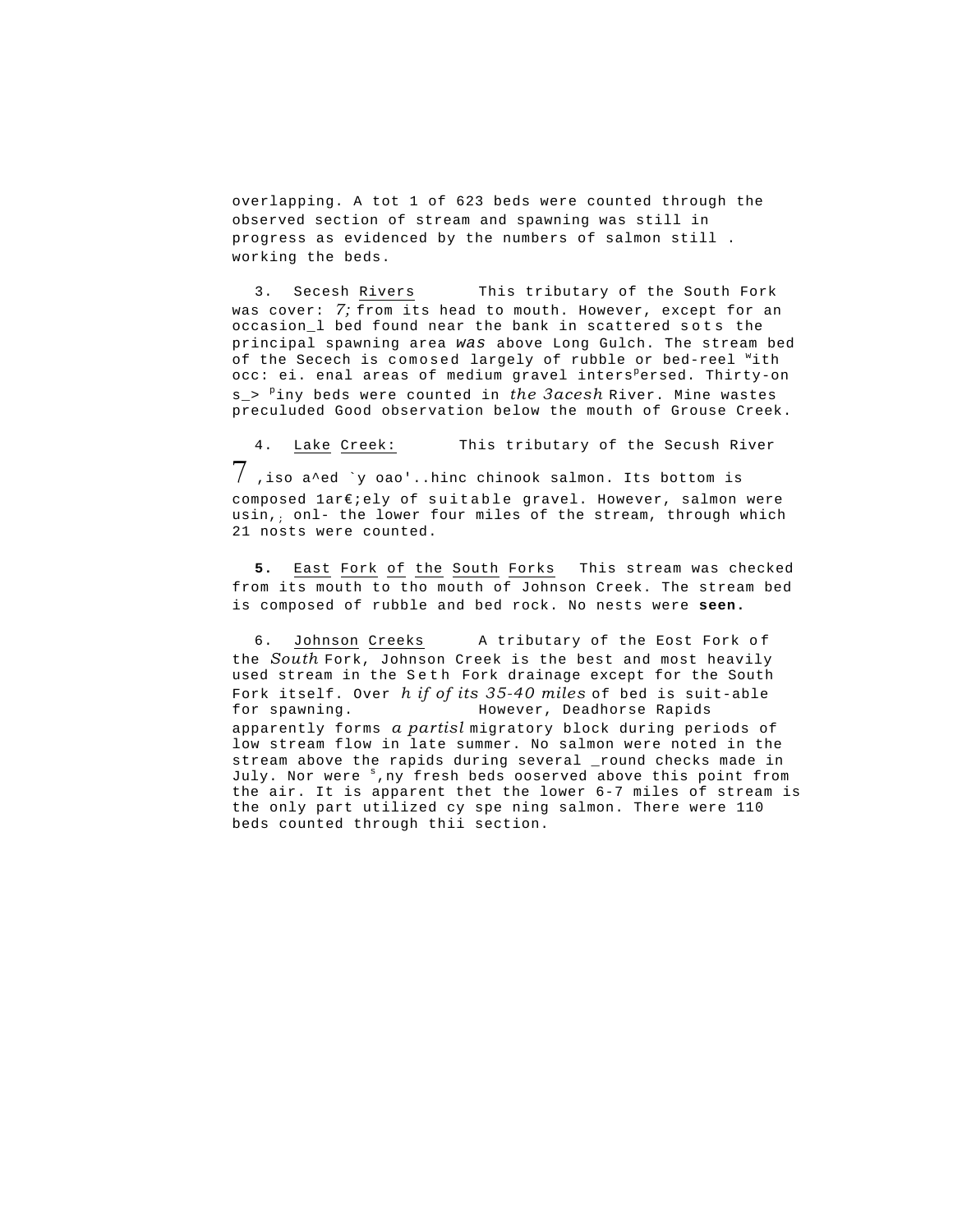overlapping. A tot 1 of 623 beds were counted through the observed section of stream and spawning was still in progress as evidenced by the numbers of salmon still . working the beds.

3. Secesh Rivers    This tributary of the South Fork was cover: *7;* from its head to mouth. However, except for an occasion_l bed found near the bank in scattered sots the principal spawning area *was* above Long Gulch. The stream bed of the Secech is comosed largely of rubble or bed-reel with occ: ei. enal areas of medium gravel interspersed. Thirty-on s_> piny beds were counted in *the 3acesh* River. Mine wastes preculuded Good observation below the mouth of Grouse Creek.

4. Lake Creek:    This tributary of the Secush River 7 ,iso a^ed `y oao'..hinc chinook salmon. Its bottom is composed 1ar€;ely of suitable gravel. However, salmon were usin,; onl- the lower four miles of the stream, through which 21 nosts were counted.

**5.** East Fork of the South Forks   This stream was checked from its mouth to tho mouth of Johnson Creek. The stream bed is composed of rubble and bed rock. No nests were **seen.**

6. Johnson Creeks    A tributary of the Eost Fork of the *South* Fork, Johnson Creek is the best and most heavily used stream in the Seth Fork drainage except for the South Fork itself. Over *h if of its 35-40 miles* of bed is suit-able for spawning. However, Deadhorse Rapids apparently forms *a partisl* migratory block during periods of low stream flow in late summer. No salmon were noted in the stream above the rapids during several _round checks made in July. Nor were s,ny fresh beds ooserved above this point from the air. It is apparent thet the lower 6-7 miles of stream is the only part utilized cy spe ning salmon. There were 110 beds counted through thii section.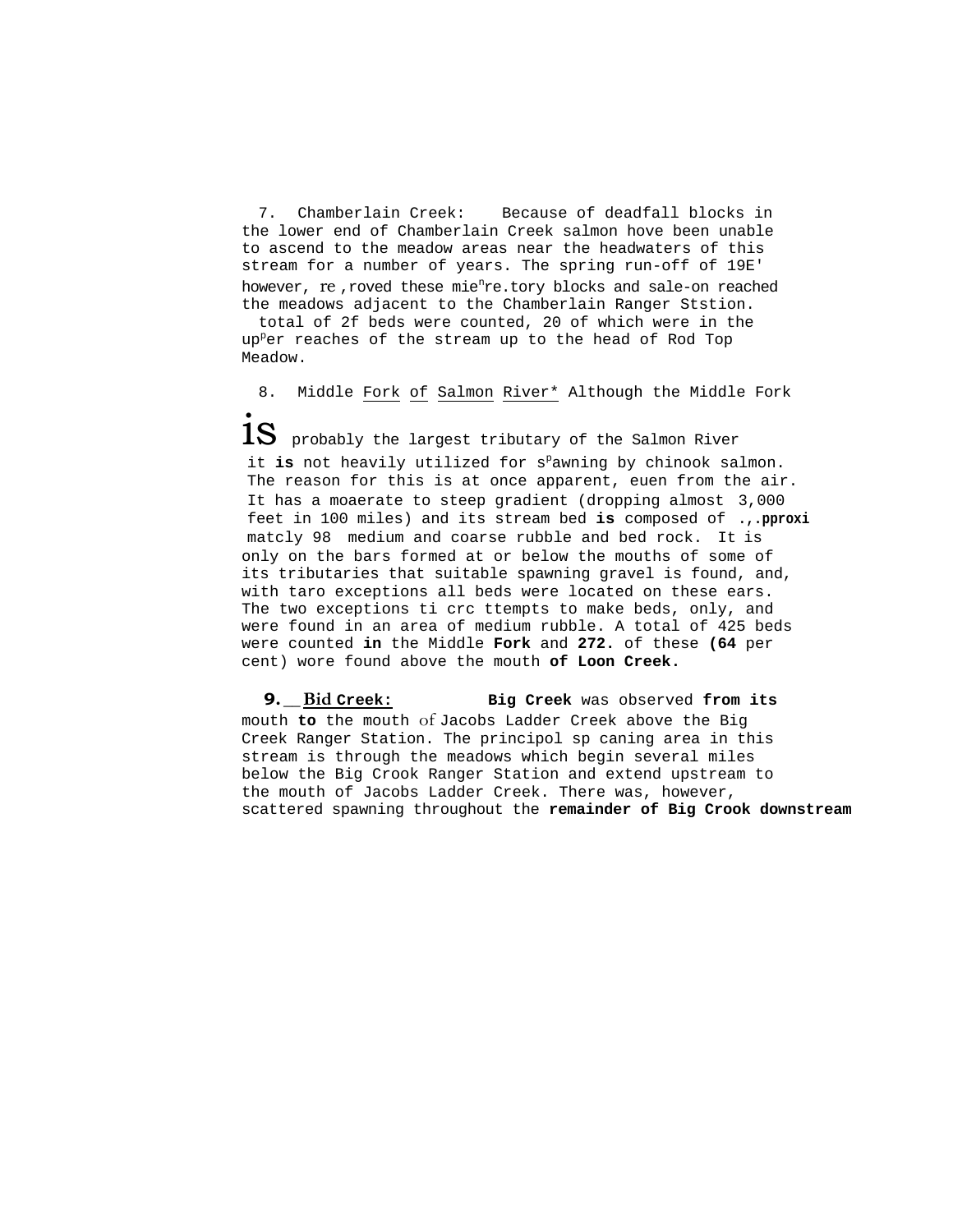7. Chamberlain Creek: Because of deadfall blocks in the lower end of Chamberlain Creek salmon hove been unable to ascend to the meadow areas near the headwaters of this stream for a number of years. The spring run-off of 19E' however, re ,roved these mie^n re.tory blocks and sale-on reached the meadows adjacent to the Chamberlain Ranger Ststion. total of 2f beds were counted, 20 of which were in the upper reaches of the stream up to the head of Rod Top Meadow.

8. Middle Fork of Salmon River* Although the Middle Fork is probably the largest tributary of the Salmon River it **is** not heavily utilized for spawning by chinook salmon. The reason for this is at once apparent, euen from the air. It has a moaerate to steep gradient (dropping almost 3,000 feet in 100 miles) and its stream bed **is** composed of **.,.pproxi** matcly 98 medium and coarse rubble and bed rock. It is only on the bars formed at or below the mouths of some of its tributaries that suitable spawning gravel is found, and, with taro exceptions all beds were located on these ears. The two exceptions ti crc ttempts to make beds, only, and were found in an area of medium rubble. A total of 425 beds were counted **in** the Middle **Fork** and **272.** of these **(64** per cent) wore found above the mouth **of Loon Creek.**

**9. Bid Creek:** **Big Creek** was observed **from its** mouth **to** the mouth of Jacobs Ladder Creek above the Big Creek Ranger Station. The principol sp caning area in this stream is through the meadows which begin several miles below the Big Crook Ranger Station and extend upstream to the mouth of Jacobs Ladder Creek. There was, however, scattered spawning throughout the **remainder of Big Crook downstream**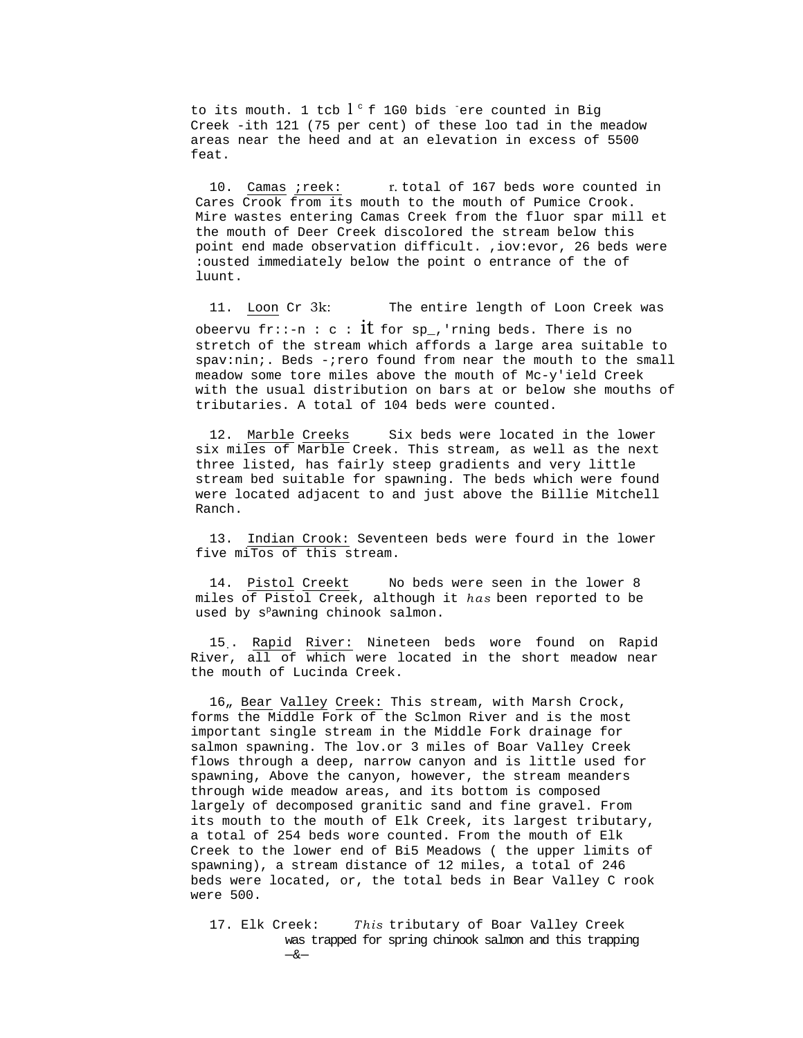to its mouth. 1 tcb l c f 1G0 bids ere counted in Big Creek -ith 121 (75 per cent) of these loo tad in the meadow areas near the heed and at an elevation in excess of 5500 feat.

10. Camas ;reek: r. total of 167 beds wore counted in Cares Crook from its mouth to the mouth of Pumice Crook. Mire wastes entering Camas Creek from the fluor spar mill et the mouth of Deer Creek discolored the stream below this point end made observation difficult. ,iov:evor, 26 beds were :ousted immediately below the point o entrance of the of luunt.

11. Loon Cr 3k: The entire length of Loon Creek was obeervu fr::-n : c : it for sp_,'rning beds. There is no stretch of the stream which affords a large area suitable to spav:nin;. Beds -;rero found from near the mouth to the small meadow some tore miles above the mouth of Mc-y'ield Creek with the usual distribution on bars at or below she mouths of tributaries. A total of 104 beds were counted.

12. Marble Creeks Six beds were located in the lower six miles of Marble Creek. This stream, as well as the next three listed, has fairly steep gradients and very little stream bed suitable for spawning. The beds which were found were located adjacent to and just above the Billie Mitchell Ranch.

13. Indian Crook: Seventeen beds were fourd in the lower five miTos of this stream.

14. Pistol Creekt No beds were seen in the lower 8 miles of Pistol Creek, although it *has* been reported to be used by spawning chinook salmon.

15. Rapid River: Nineteen beds wore found on Rapid River, all of which were located in the short meadow near the mouth of Lucinda Creek.

16„ Bear Valley Creek: This stream, with Marsh Crock, forms the Middle Fork of the Sclmon River and is the most important single stream in the Middle Fork drainage for salmon spawning. The lov.or 3 miles of Boar Valley Creek flows through a deep, narrow canyon and is little used for spawning, Above the canyon, however, the stream meanders through wide meadow areas, and its bottom is composed largely of decomposed granitic sand and fine gravel. From its mouth to the mouth of Elk Creek, its largest tributary, a total of 254 beds wore counted. From the mouth of Elk Creek to the lower end of Bi5 Meadows ( the upper limits of spawning), a stream distance of 12 miles, a total of 246 beds were located, or, the total beds in Bear Valley C rook were 500.

17. Elk Creek: *This* tributary of Boar Valley Creek was trapped for spring chinook salmon and this trapping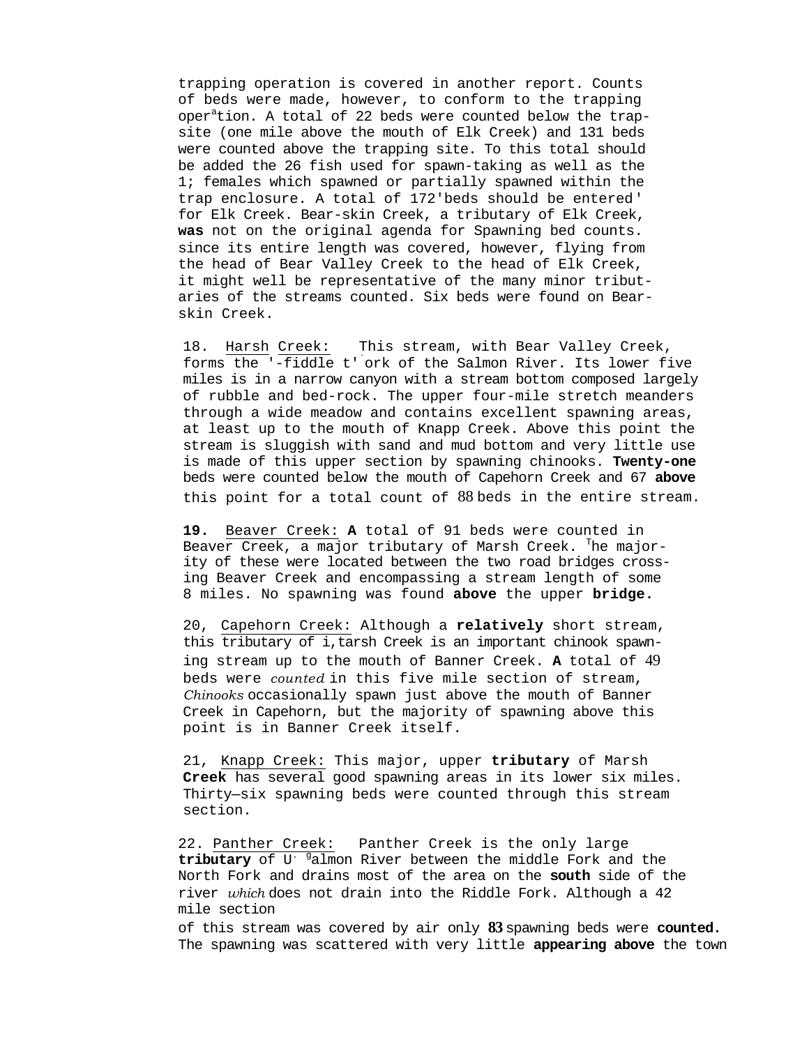trapping operation is covered in another report. Counts of beds were made, however, to conform to the trapping operation. A total of 22 beds were counted below the trap-site (one mile above the mouth of Elk Creek) and 131 beds were counted above the trapping site. To this total should be added the 26 fish used for spawn-taking as well as the 1; females which spawned or partially spawned within the trap enclosure. A total of 172'beds should be entered' for Elk Creek. Bear-skin Creek, a tributary of Elk Creek, **was** not on the original agenda for Spawning bed counts. since its entire length was covered, however, flying from the head of Bear Valley Creek to the head of Elk Creek, it might well be representative of the many minor tributaries of the streams counted. Six beds were found on Bear-skin Creek.

18. Harsh Creek: This stream, with Bear Valley Creek, forms the '-fiddle t'ork of the Salmon River. Its lower five miles is in a narrow canyon with a stream bottom composed largely of rubble and bed-rock. The upper four-mile stretch meanders through a wide meadow and contains excellent spawning areas, at least up to the mouth of Knapp Creek. Above this point the stream is sluggish with sand and mud bottom and very little use is made of this upper section by spawning chinooks. **Twenty-one** beds were counted below the mouth of Capehorn Creek and 67 **above** this point for a total count of 88 beds in the entire stream.

**19.** Beaver Creek: **A** total of 91 beds were counted in Beaver Creek, a major tributary of Marsh Creek. The majority of these were located between the two road bridges crossing Beaver Creek and encompassing a stream length of some 8 miles. No spawning was found **above** the upper **bridge.**

20, Capehorn Creek: Although a **relatively** short stream, this tributary of i,tarsh Creek is an important chinook spawning stream up to the mouth of Banner Creek. **A** total of 49 beds were *counted* in this five mile section of stream, *Chinooks* occasionally spawn just above the mouth of Banner Creek in Capehorn, but the majority of spawning above this point is in Banner Creek itself.

21, Knapp Creek: This major, upper **tributary** of Marsh **Creek** has several good spawning areas in its lower six miles. Thirty—six spawning beds were counted through this stream section.

22. Panther Creek: Panther Creek is the only large **tributary** of U· galmon River between the middle Fork and the North Fork and drains most of the area on the **south** side of the river *which* does not drain into the Riddle Fork. Although a 42 mile section of this stream was covered by air only **83** spawning beds were **counted.** The spawning was scattered with very little **appearing above** the town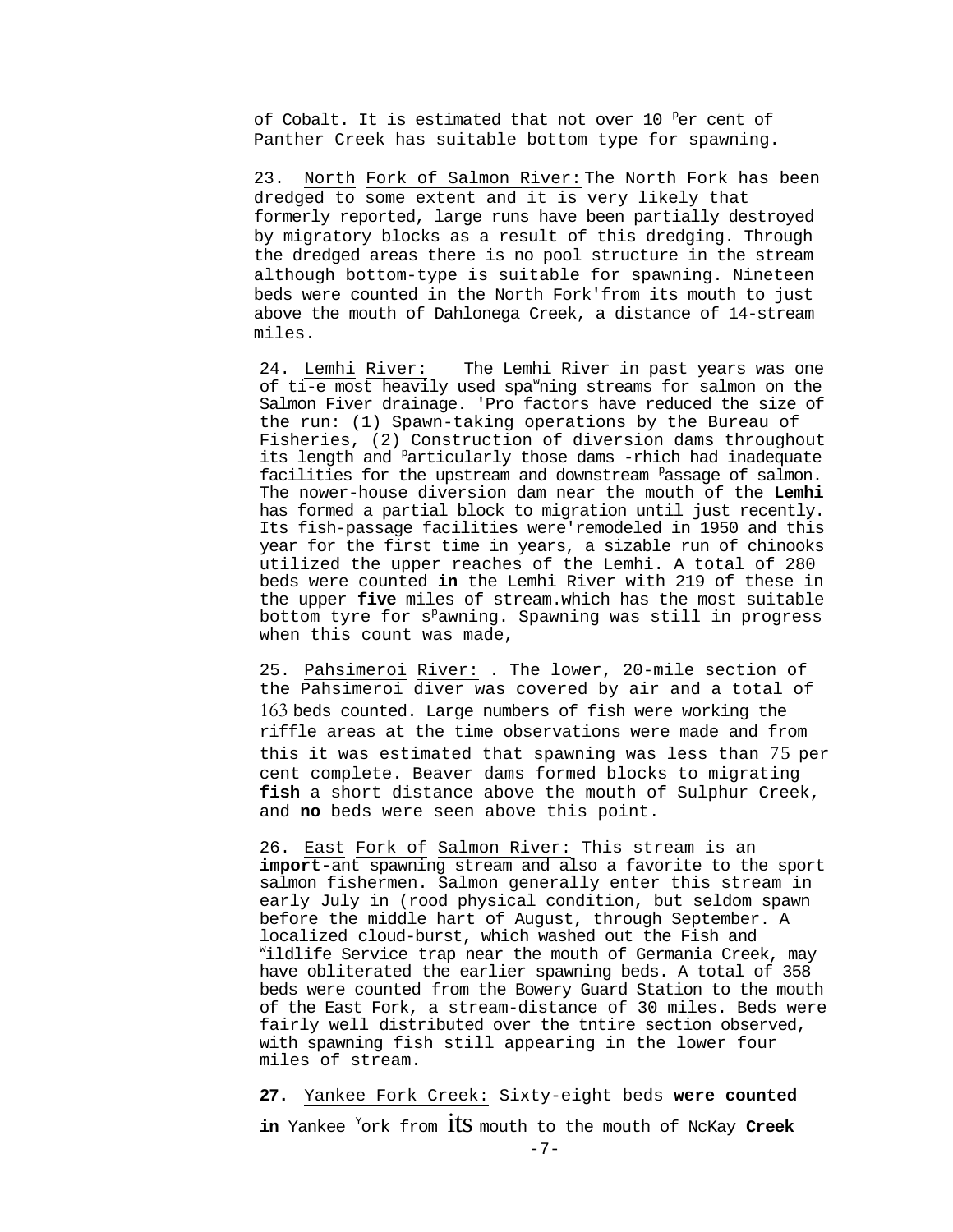of Cobalt. It is estimated that not over 10 Per cent of Panther Creek has suitable bottom type for spawning.

23. North Fork of Salmon River: The North Fork has been dredged to some extent and it is very likely that formerly reported, large runs have been partially destroyed by migratory blocks as a result of this dredging. Through the dredged areas there is no pool structure in the stream although bottom-type is suitable for spawning. Nineteen beds were counted in the North Fork'from its mouth to just above the mouth of Dahlonega Creek, a distance of 14-stream miles.

24. Lemhi River: The Lemhi River in past years was one of ti-e most heavily used spawning streams for salmon on the Salmon Fiver drainage. 'Pro factors have reduced the size of the run: (1) Spawn-taking operations by the Bureau of Fisheries, (2) Construction of diversion dams throughout its length and Particularly those dams -rhich had inadequate facilities for the upstream and downstream Passage of salmon. The nower-house diversion dam near the mouth of the **Lemhi** has formed a partial block to migration until just recently. Its fish-passage facilities were'remodeled in 1950 and this year for the first time in years, a sizable run of chinooks utilized the upper reaches of the Lemhi. A total of 280 beds were counted **in** the Lemhi River with 219 of these in the upper **five** miles of stream.which has the most suitable bottom tyre for sPawning. Spawning was still in progress when this count was made,

25. Pahsimeroi River: . The lower, 20-mile section of the Pahsimeroi diver was covered by air and a total of 163 beds counted. Large numbers of fish were working the riffle areas at the time observations were made and from this it was estimated that spawning was less than 75 per cent complete. Beaver dams formed blocks to migrating **fish** a short distance above the mouth of Sulphur Creek, and **no** beds were seen above this point.

26. East Fork of Salmon River: This stream is an **import-**ant spawning stream and also a favorite to the sport salmon fishermen. Salmon generally enter this stream in early July in (rood physical condition, but seldom spawn before the middle hart of August, through September. A localized cloud-burst, which washed out the Fish and Wildlife Service trap near the mouth of Germania Creek, may have obliterated the earlier spawning beds. A total of 358 beds were counted from the Bowery Guard Station to the mouth of the East Fork, a stream-distance of 30 miles. Beds were fairly well distributed over the tntire section observed, with spawning fish still appearing in the lower four miles of stream.

**27.** Yankee Fork Creek: Sixty-eight beds **were counted in** Yankee York from its mouth to the mouth of NcKay **Creek**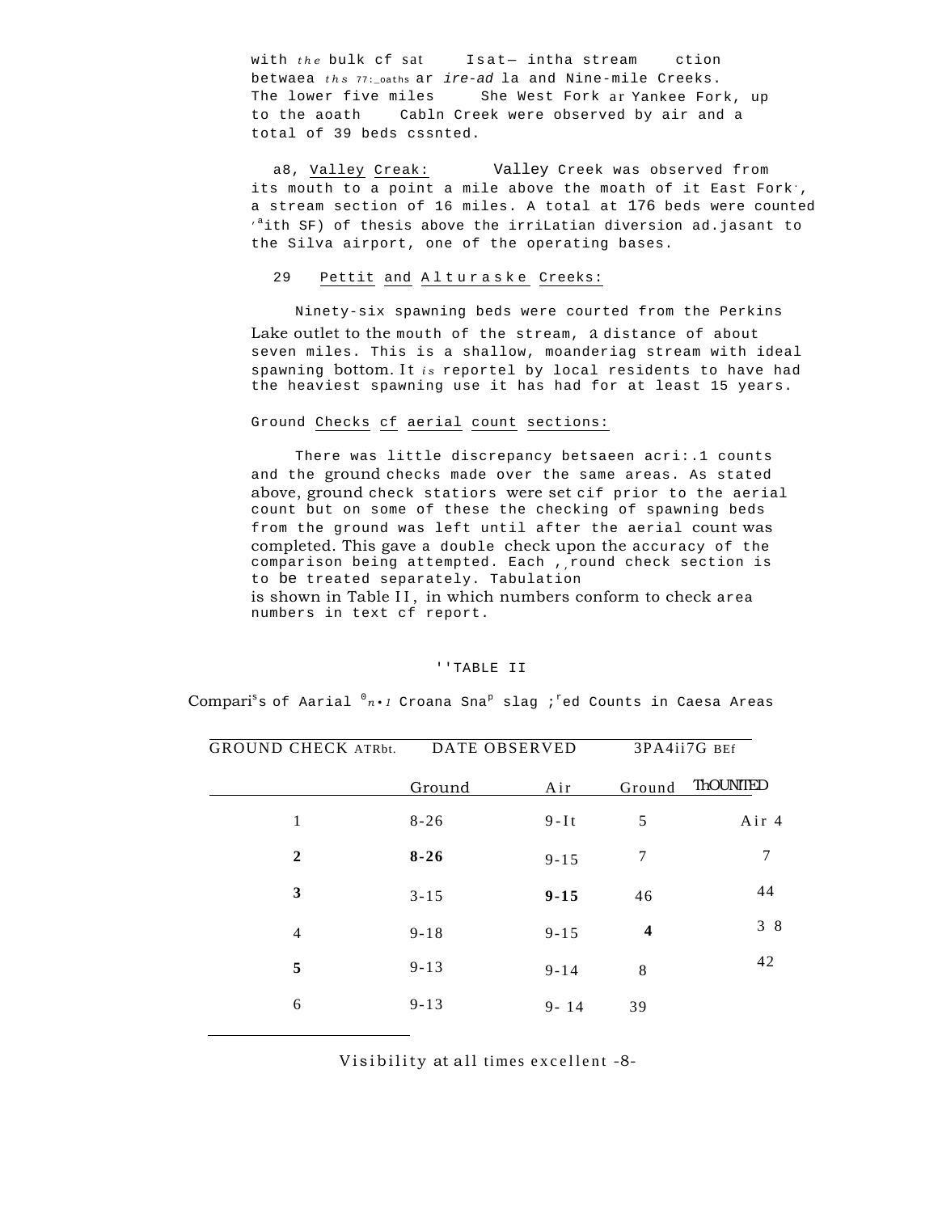with *the* bulk cf sat Isat— intha stream ction betwaea *ths* 77:_oaths ar *ire-ad* la and Nine-mile Creeks. The lower five miles She West Fork ar Yankee Fork, up to the aoath Cabln Creek were observed by air and a total of 39 beds cssnted.

a8, Valley Creak: Valley Creek was observed from its mouth to a point a mile above the moath of it East Fork·, a stream section of 16 miles. A total at 176 beds were counted ,ªith SF) of thesis above the irriLatian diversion ad.jasant to the Silva airport, one of the operating bases.

29 Pettit and Alturaske Creeks:

Ninety-six spawning beds were courted from the Perkins Lake outlet to the mouth of the stream, a distance of about seven miles. This is a shallow, moanderiag stream with ideal spawning bottom. It *is* reportel by local residents to have had the heaviest spawning use it has had for at least 15 years.

Ground Checks cf aerial count sections:

There was little discrepancy betsaeen acri:.1 counts and the ground checks made over the same areas. As stated above, ground check statiors were set cif prior to the aerial count but on some of these the checking of spawning beds from the ground was left until after the aerial count was completed. This gave a double check upon the accuracy of the comparison being attempted. Each ,,round check section is to be treated separately. Tabulation is shown in Table II, in which numbers conform to check area numbers in text cf report.

''TABLE II

Comparisˢs of Aarial ⁰n•1 Croana Snaᵖ slag ;ʳed Counts in Caesa Areas

| GROUND CHECK ATRbt. | DATE OBSERVED | | 3PA4ii7G BEf | |
|---|---|---|---|---|
| | Ground | Air | Ground | ThOUNTED Air |
| 1 | 8-26 | 9-It | 5 | 4 |
| 2 | 8-26 | 9-15 | 7 | 7 |
| 3 | 3-15 | 9-15 | 46 | 44 |
| 4 | 9-18 | 9-15 | 4 | 3 8 |
| 5 | 9-13 | 9-14 | 8 | 42 |
| 6 | 9-13 | 9- 14 | 39 | |

Visibility at all times excellent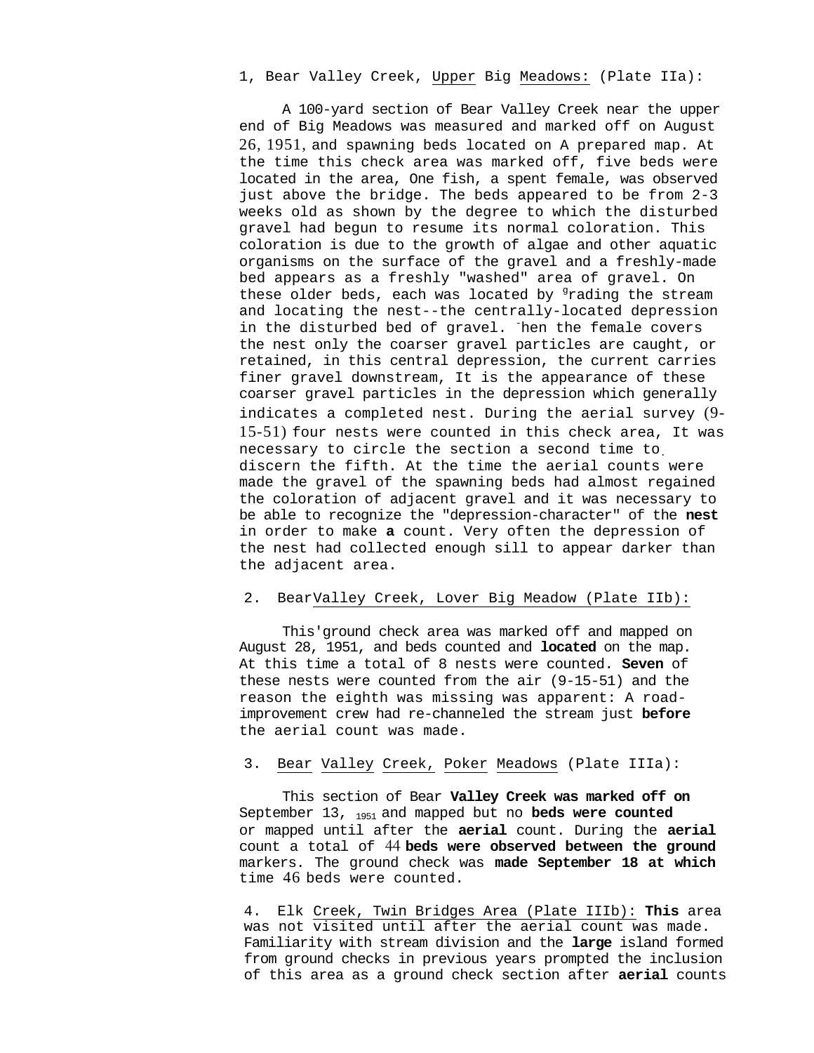1, Bear Valley Creek, Upper Big Meadows: (Plate IIa):

A 100-yard section of Bear Valley Creek near the upper end of Big Meadows was measured and marked off on August 26, 1951, and spawning beds located on A prepared map. At the time this check area was marked off, five beds were located in the area, One fish, a spent female, was observed just above the bridge. The beds appeared to be from 2-3 weeks old as shown by the degree to which the disturbed gravel had begun to resume its normal coloration. This coloration is due to the growth of algae and other aquatic organisms on the surface of the gravel and a freshly-made bed appears as a freshly "washed" area of gravel. On these older beds, each was located by grading the stream and locating the nest--the centrally-located depression in the disturbed bed of gravel. When the female covers the nest only the coarser gravel particles are caught, or retained, in this central depression, the current carries finer gravel downstream, It is the appearance of these coarser gravel particles in the depression which generally indicates a completed nest. During the aerial survey (9-15-51) four nests were counted in this check area, It was necessary to circle the section a second time to discern the fifth. At the time the aerial counts were made the gravel of the spawning beds had almost regained the coloration of adjacent gravel and it was necessary to be able to recognize the "depression-character" of the **nest** in order to make **a** count. Very often the depression of the nest had collected enough sill to appear darker than the adjacent area.

2. Bear Valley Creek, Lover Big Meadow (Plate IIb):

This ground check area was marked off and mapped on August 28, 1951, and beds counted and **located** on the map. At this time a total of 8 nests were counted. **Seven** of these nests were counted from the air (9-15-51) and the reason the eighth was missing was apparent: A road-improvement crew had re-channeled the stream just **before** the aerial count was made.

3. Bear Valley Creek, Poker Meadows (Plate IIIa):

This section of Bear **Valley Creek was marked off on** September 13, 1951 and mapped but no **beds were counted** or mapped until after the **aerial** count. During the **aerial** count a total of 44 **beds were observed between the ground** markers. The ground check was **made September 18 at which** time 46 beds were counted.

4. Elk Creek, Twin Bridges Area (Plate IIIb): **This** area was not visited until after the aerial count was made. Familiarity with stream division and the **large** island formed from ground checks in previous years prompted the inclusion of this area as a ground check section after **aerial** counts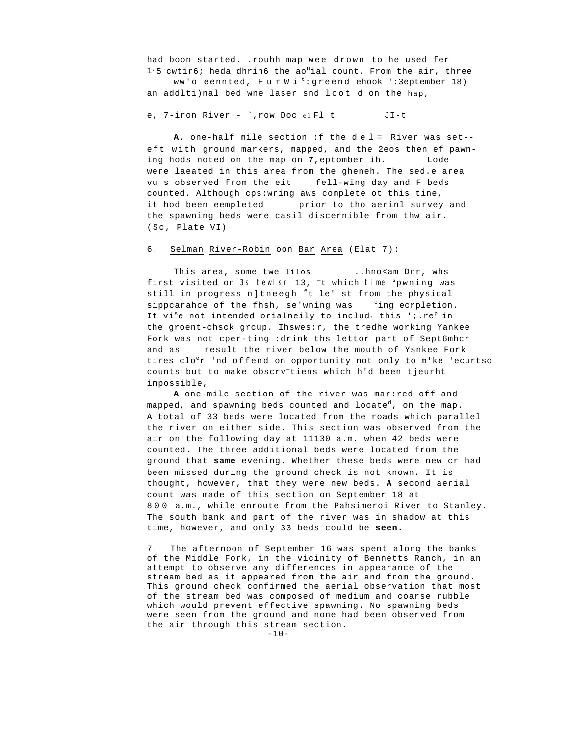had boon started. .rouhh map wee drown to he used fer_ 1/5 cwtir6; heda dhrin6 the ao"ial count. From the air, three ww'o eennted, FurWi t:greend ehook ':3eptember 18) an addlti)nal bed wne laser snd loot d on the hap,

e, 7-iron River - `,row Doc el Fl t JI-t

**A.** one-half mile section :f the d e l = River was set--eft with ground markers, mapped, and the 2eos then ef pawn-ing hods noted on the map on 7,eptomber ih. Lode were laeated in this area from the gheneh. The sed.e area vu s observed from the eit fell-wing day and F beds counted. Although cps:wring aws complete ot this tine, it hod been eempleted prior to tho aerinl survey and the spawning beds were casil discernible from thw air. (Sc, Plate VI)

6. <u>Selman</u> <u>River-Robin</u> oon <u>Bar</u> <u>Area</u> (Elat 7):

This area, some twe lilos ..hno<am Dnr, whs first visited on 3s'tewlsr 13, ¯t which time spwning was still in progress n]tneegh et le' st from the physical sippcarahce of the fhsh, se'wning was oing ecrpletion. It vise not intended orialneily to includ, this ';.rep in the groent-chsck grcup. Ihswes:r, the tredhe working Yankee Fork was not cper-ting :drink ths lettor part of Sept6mhcr and as result the river below the mouth of Ysnkee Fork tires cloer 'nd offend on opportunity not only to m'ke 'ecurtso counts but to make obscrv¯tiens which h'd been tjeurht impossible,

**A** one-mile section of the river was mar:red off and mapped, and spawning beds counted and locatedd, on the map. A total of 33 beds were located from the roads which parallel the river on either side. This section was observed from the air on the following day at 11130 a.m. when 42 beds were counted. The three additional beds were located from the ground that **same** evening. Whether these beds were new cr had been missed during the ground check is not known. It is thought, hcwever, that they were new beds. **A** second aerial count was made of this section on September 18 at 8 0 0 a.m., while enroute from the Pahsimeroi River to Stanley. The south bank and part of the river was in shadow at this time, however, and only 33 beds could be **seen.**

7. The afternoon of September 16 was spent along the banks of the Middle Fork, in the vicinity of Bennetts Ranch, in an attempt to observe any differences in appearance of the stream bed as it appeared from the air and from the ground. This ground check confirmed the aerial observation that most of the stream bed was composed of medium and coarse rubble which would prevent effective spawning. No spawning beds were seen from the ground and none had been observed from the air through this stream section.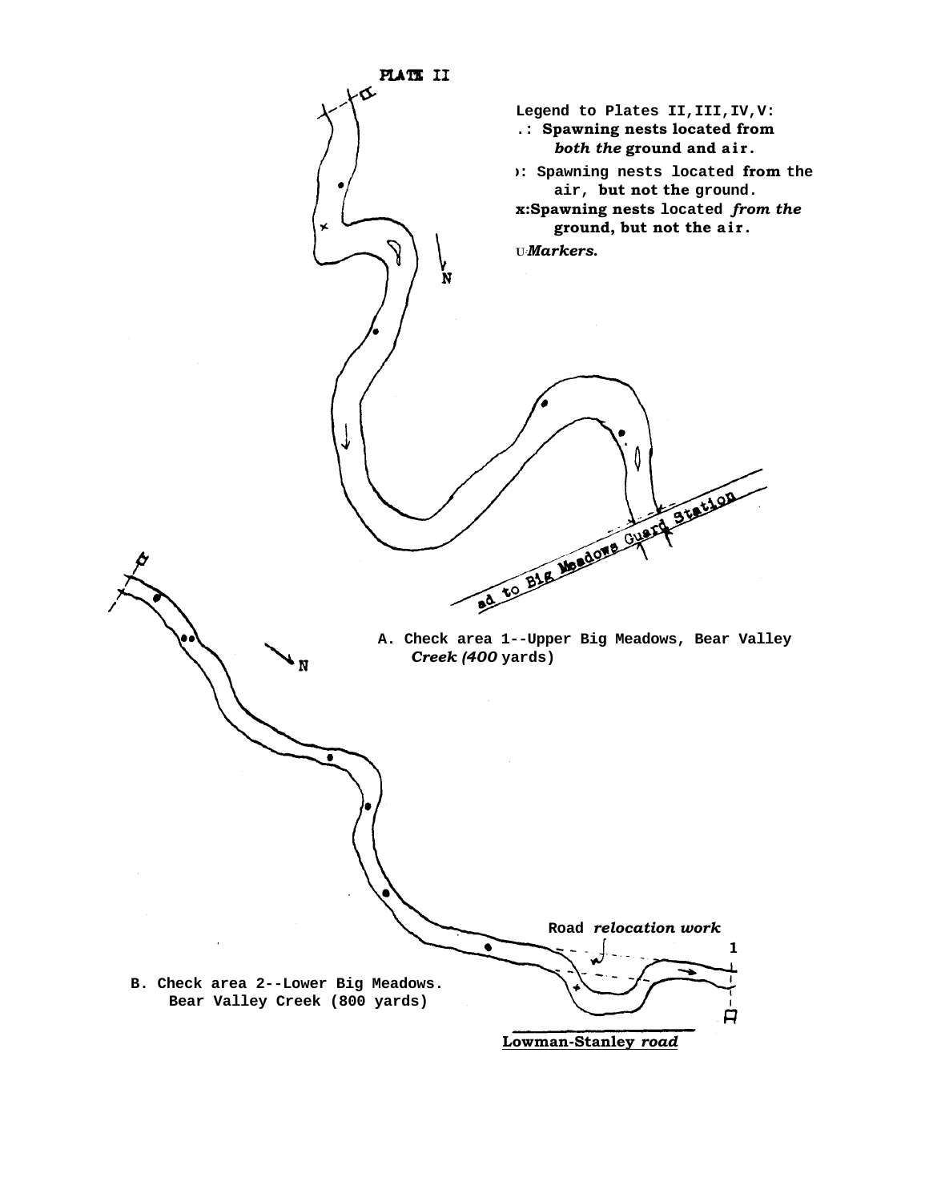PLATE II

Legend to Plates II,III,IV,V:

- .: Spawning nests located from *both the* ground and air.
- ): Spawning nests located from the air, but not the ground.
- x: Spawning nests located *from the* ground, but not the air.
- ⊏: *Markers.*

N

Road to Big Meadows Guard Station

A. Check area 1--Upper Big Meadows, Bear Valley *Creek (400* yards)

N

Road *relocation work*

1

B. Check area 2--Lower Big Meadows. Bear Valley Creek (800 yards)

Lowman-Stanley *road*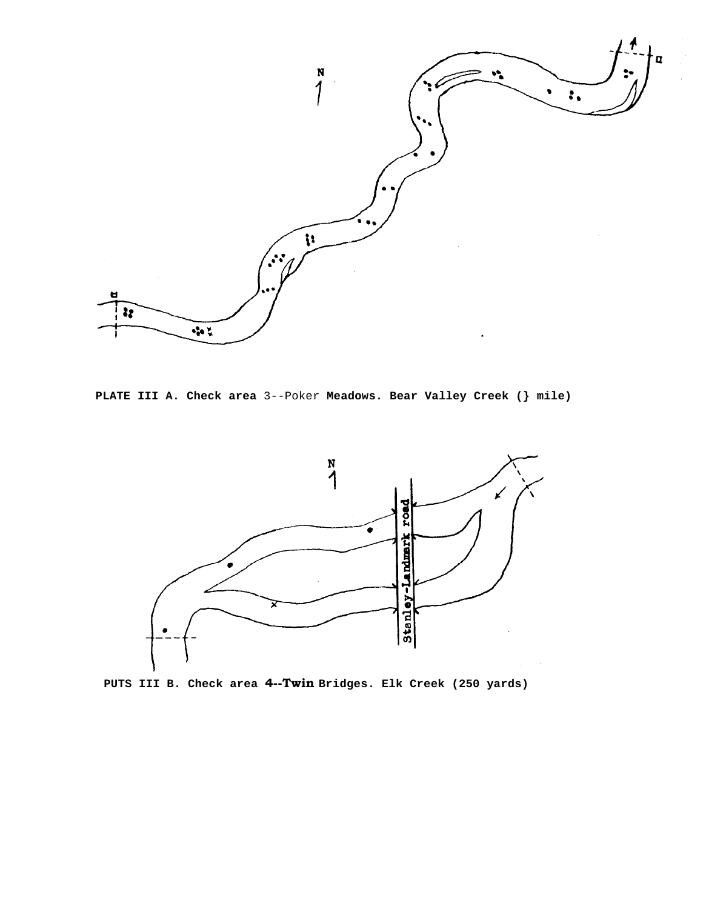PLATE III A. Check area 3--Poker Meadows. Bear Valley Creek (} mile)

PUTS III B. Check area 4--Twin Bridges. Elk Creek (250 yards)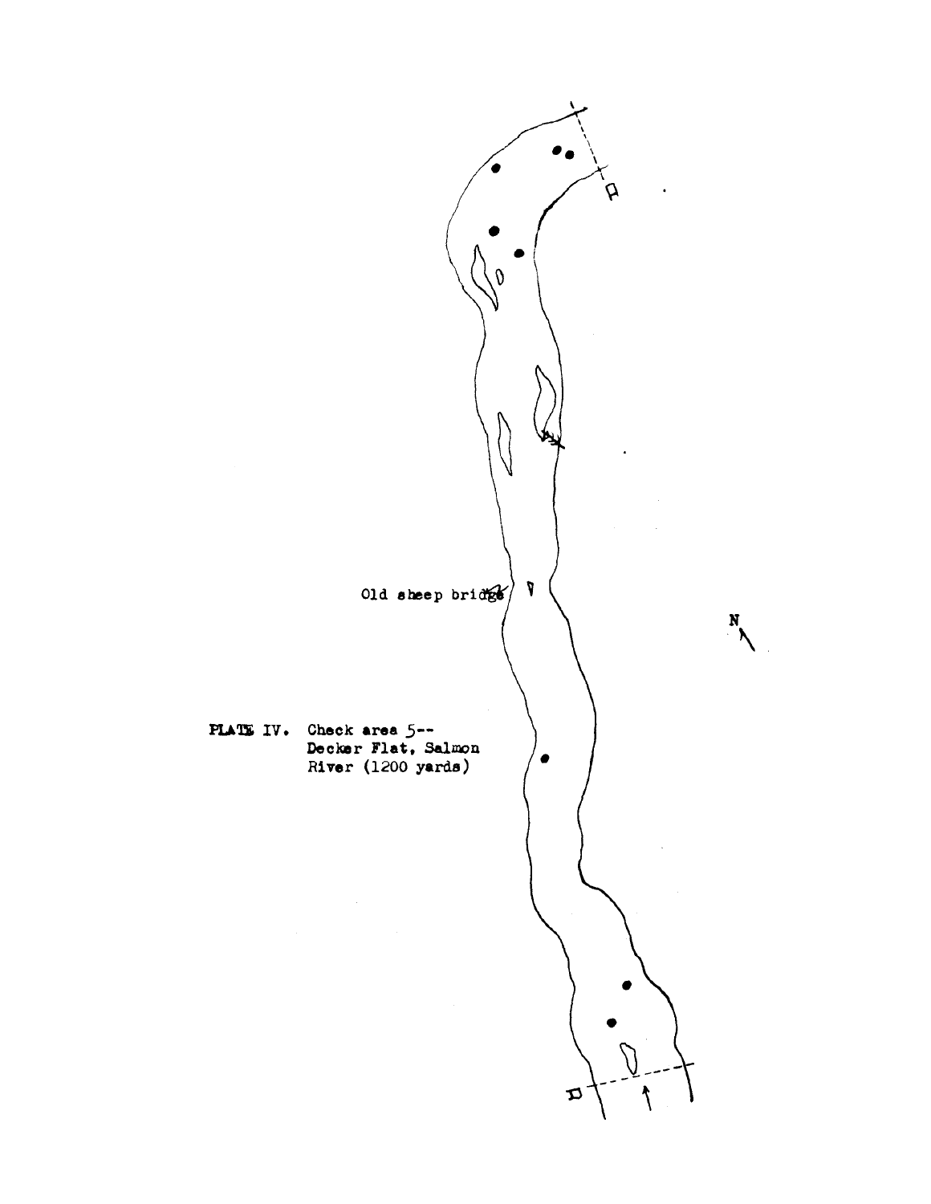Old sheep bridge

N

PLATE IV. Check area 5--
Decker Flat, Salmon
River (1200 yards)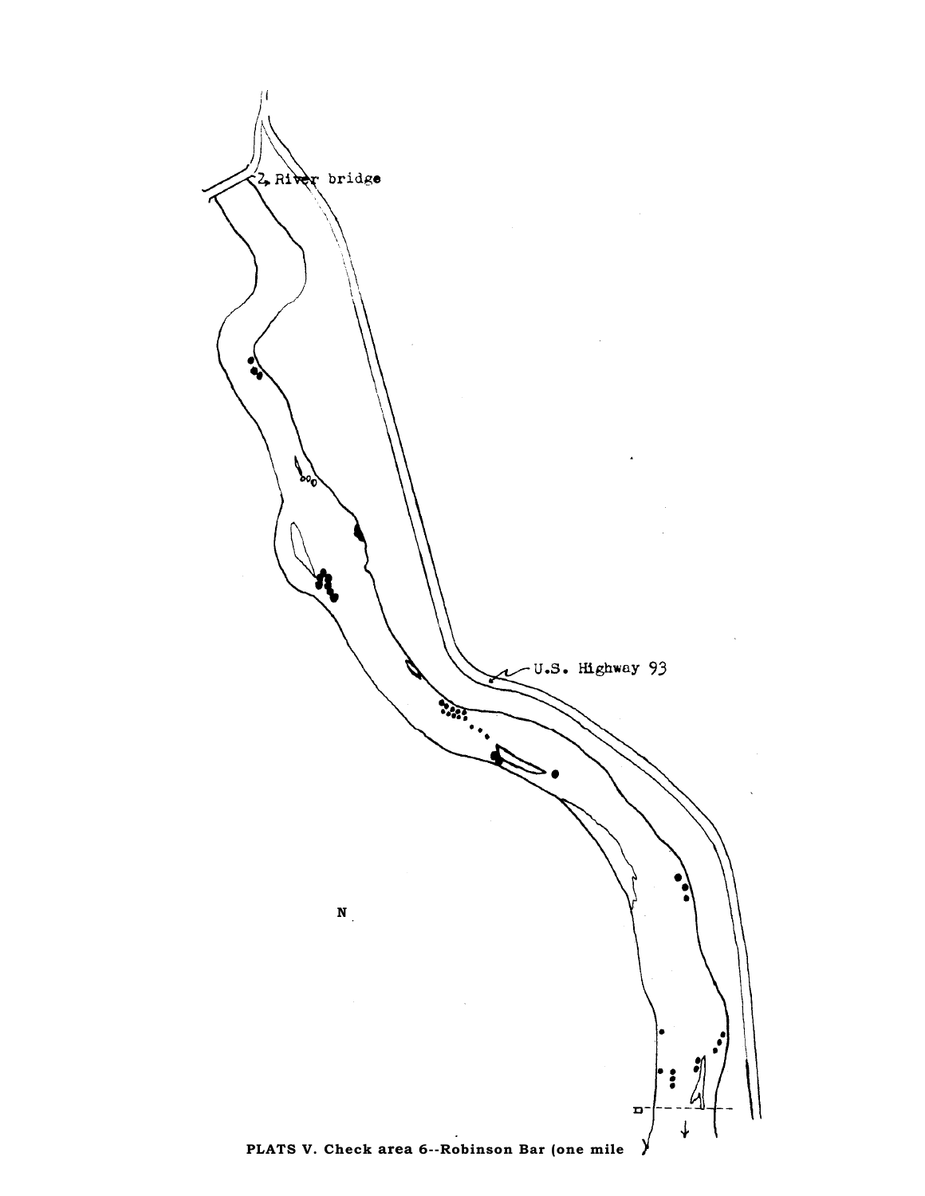River bridge

U.S. Highway 93

N

PLATS V. Check area 6--Robinson Bar (one mile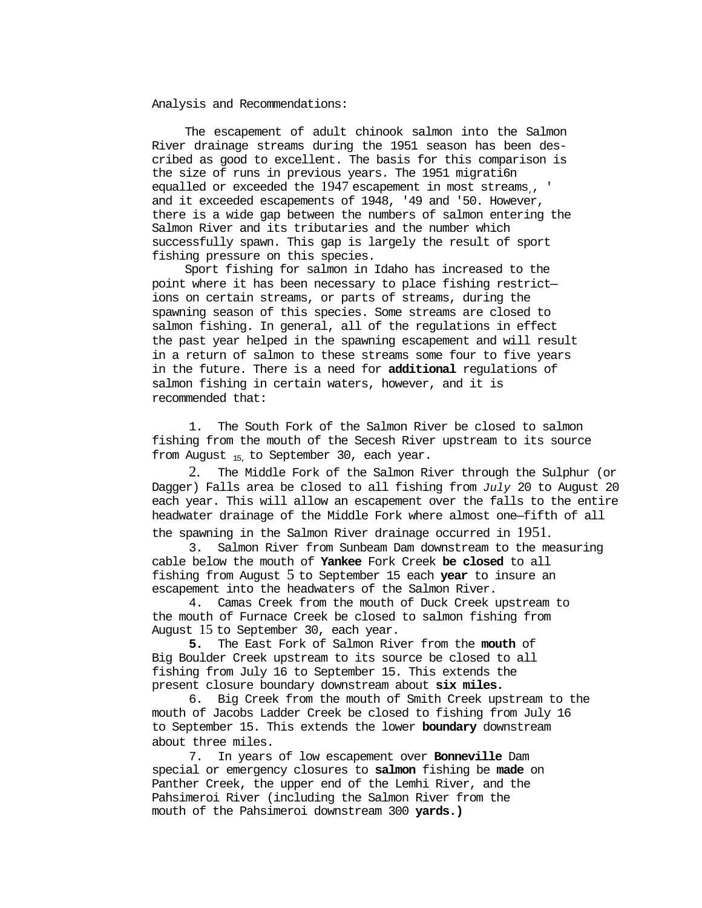Analysis and Recommendations:

The escapement of adult chinook salmon into the Salmon River drainage streams during the 1951 season has been described as good to excellent. The basis for this comparison is the size of runs in previous years. The 1951 migration equalled or exceeded the 1947 escapement in most streams, and it exceeded escapements of 1948, '49 and '50. However, there is a wide gap between the numbers of salmon entering the Salmon River and its tributaries and the number which successfully spawn. This gap is largely the result of sport fishing pressure on this species.

Sport fishing for salmon in Idaho has increased to the point where it has been necessary to place fishing restrictions on certain streams, or parts of streams, during the spawning season of this species. Some streams are closed to salmon fishing. In general, all of the regulations in effect the past year helped in the spawning escapement and will result in a return of salmon to these streams some four to five years in the future. There is a need for **additional** regulations of salmon fishing in certain waters, however, and it is recommended that:

1. The South Fork of the Salmon River be closed to salmon fishing from the mouth of the Secesh River upstream to its source from August 15, to September 30, each year.
2. The Middle Fork of the Salmon River through the Sulphur (or Dagger) Falls area be closed to all fishing from *July* 20 to August 20 each year. This will allow an escapement over the falls to the entire headwater drainage of the Middle Fork where almost one–fifth of all the spawning in the Salmon River drainage occurred in 1951.
3. Salmon River from Sunbeam Dam downstream to the measuring cable below the mouth of **Yankee** Fork Creek **be closed** to all fishing from August 5 to September 15 each **year** to insure an escapement into the headwaters of the Salmon River.
4. Camas Creek from the mouth of Duck Creek upstream to the mouth of Furnace Creek be closed to salmon fishing from August 15 to September 30, each year.
5. The East Fork of Salmon River from the **mouth** of Big Boulder Creek upstream to its source be closed to all fishing from July 16 to September 15. This extends the present closure boundary downstream about **six miles.**
6. Big Creek from the mouth of Smith Creek upstream to the mouth of Jacobs Ladder Creek be closed to fishing from July 16 to September 15. This extends the lower **boundary** downstream about three miles.
7. In years of low escapement over **Bonneville** Dam special or emergency closures to **salmon** fishing be **made** on Panther Creek, the upper end of the Lemhi River, and the Pahsimeroi River (including the Salmon River from the mouth of the Pahsimeroi downstream 300 **yards.)**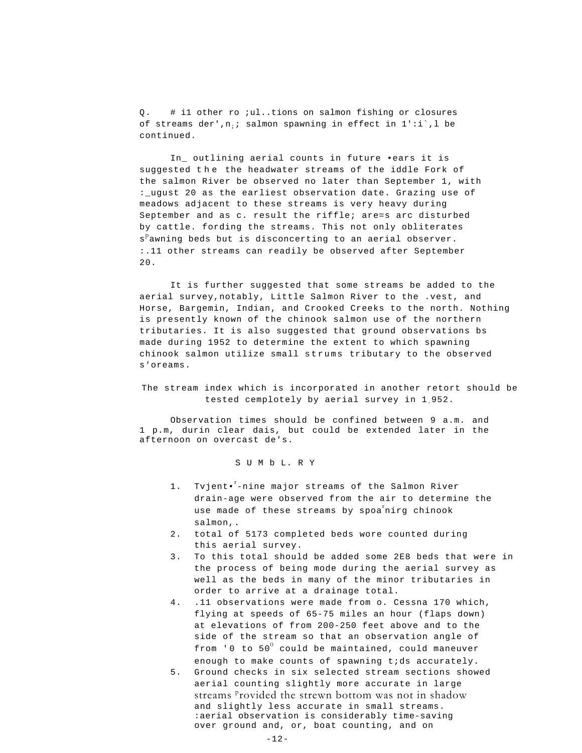Q. # i1 other ro ;ul..tions on salmon fishing or closures of streams der',n; salmon spawning in effect in 1':i`,l be continued.

In_ outlining aerial counts in future •ears it is suggested the the headwater streams of the iddle Fork of the salmon River be observed no later than September 1, with :_ugust 20 as the earliest observation date. Grazing use of meadows adjacent to these streams is very heavy during September and as c. result the riffle; are=s arc disturbed by cattle. fording the streams. This not only obliterates spawning beds but is disconcerting to an aerial observer. :.11 other streams can readily be observed after September 20.

It is further suggested that some streams be added to the aerial survey,notably, Little Salmon River to the .vest, and Horse, Bargemin, Indian, and Crooked Creeks to the north. Nothing is presently known of the chinook salmon use of the northern tributaries. It is also suggested that ground observations bs made during 1952 to determine the extent to which spawning chinook salmon utilize small strums tributary to the observed s'oreams.

The stream index which is incorporated in another retort should be tested cemplotely by aerial survey in 1952.

Observation times should be confined between 9 a.m. and 1 p.m, durin clear dais, but could be extended later in the afternoon on overcast de's.

## SUMbL.RY

1. Tvjent•r-nine major streams of the Salmon River drain-age were observed from the air to determine the use made of these streams by spoarnirg chinook salmon,.
2. total of 5173 completed beds wore counted during this aerial survey.
3. To this total should be added some 2E8 beds that were in the process of being mode during the aerial survey as well as the beds in many of the minor tributaries in order to arrive at a drainage total.
4. .11 observations were made from o. Cessna 170 which, flying at speeds of 65-75 miles an hour (flaps down) at elevations of from 200-250 feet above and to the side of the stream so that an observation angle of from '0 to 50° could be maintained, could maneuver enough to make counts of spawning t;ds accurately.
5. Ground checks in six selected stream sections showed aerial counting slightly more accurate in large streams provided the strewn bottom was not in shadow and slightly less accurate in small streams. :aerial observation is considerably time-saving over ground and, or, boat counting, and on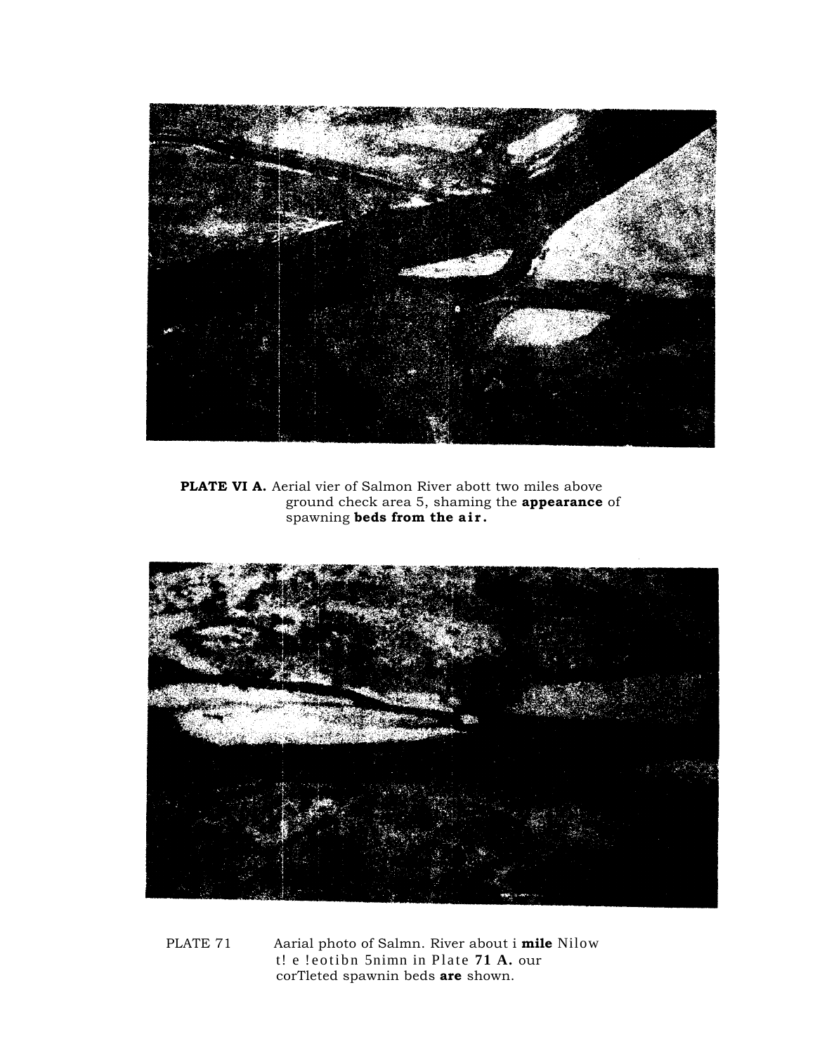**PLATE VI A.** Aerial vier of Salmon River abott two miles above ground check area 5, shaming the **appearance** of spawning **beds from the air.**

PLATE 71 Aarial photo of Salmn. River about i **mile** Nilow t! e !eotibn 5nimn in Plate **71 A.** our corTleted spawnin beds **are** shown.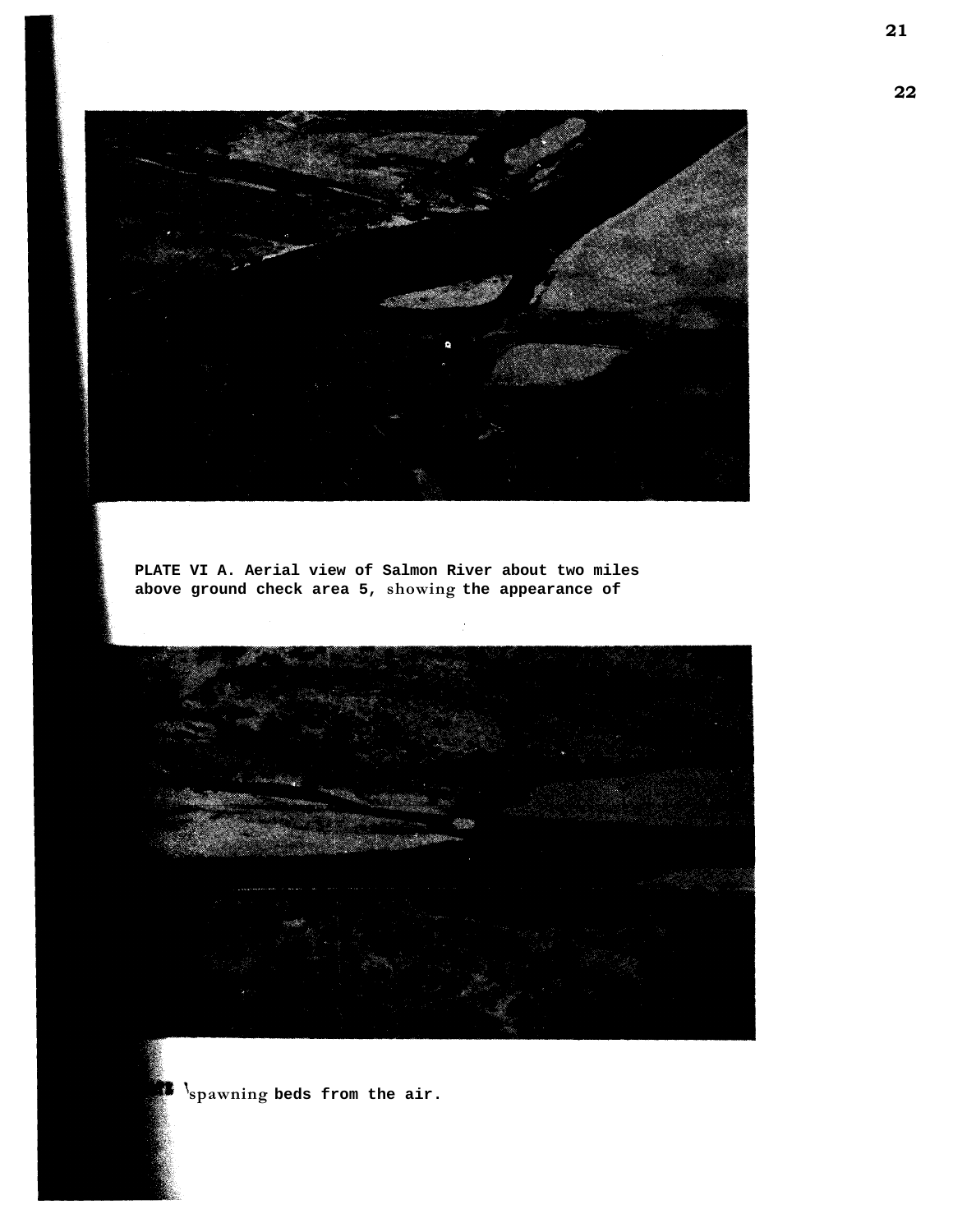PLATE VI A. Aerial view of Salmon River about two miles above ground check area 5, showing the appearance of spawning beds from the air.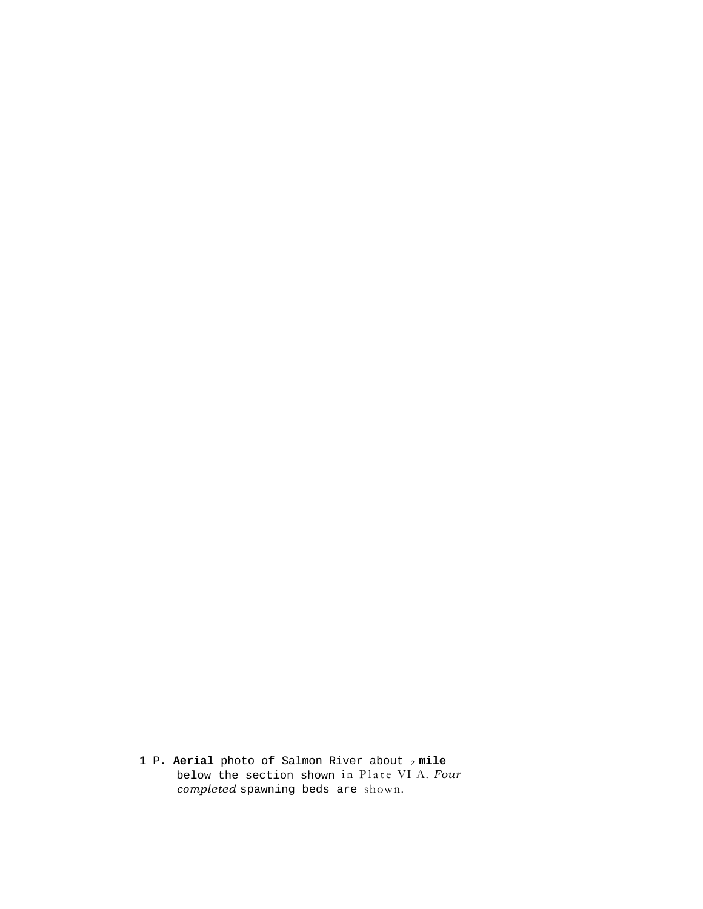1 P. **Aerial** photo of Salmon River about 2 **mile** below the section shown in Plate VI A. *Four completed* spawning beds are shown.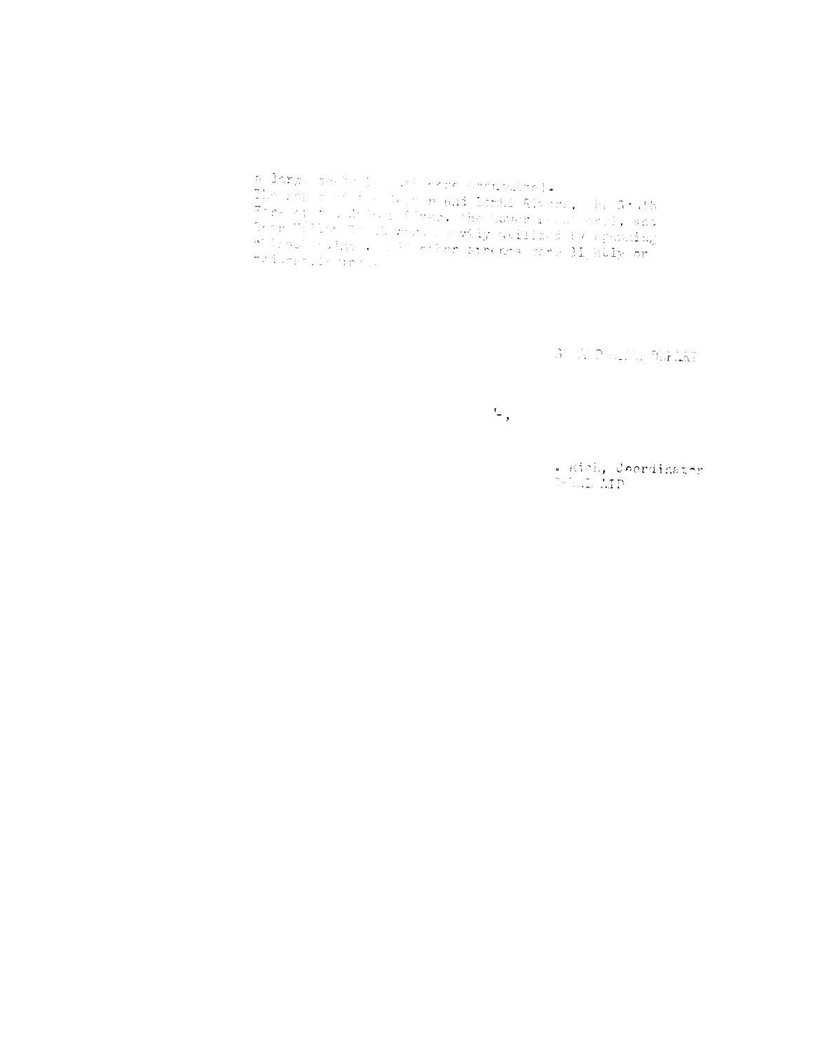a large ... were encountered.
The ... and Drake Rivers, ... Smith ... The lower ... and ... heavily utilized by spawning ... other streams were ... lightly or ... used.

...

..., Coordinator
...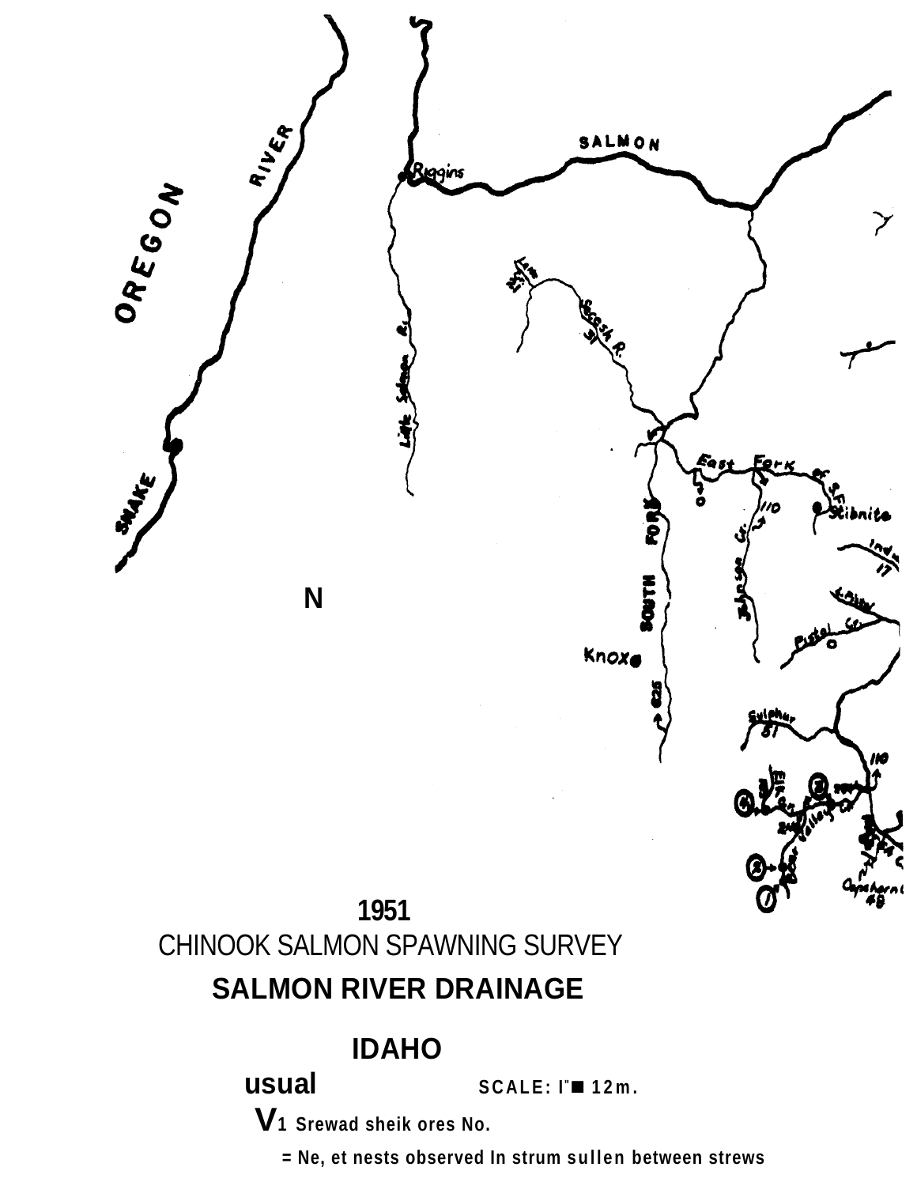OREGON

SNAKE RIVER

Riggins

SALMON

Little Salmon R.

Lake Cr.

Secesh R.

East Fork of S.F.

Stibnite

110

Johnson Cr.

SOUTH FORK

Indian 17

Knox

625

Pistol Cr.

Sulphur 81

110

Elk Cr.

Bear Valley Cr.

Capehorn Cr. 48

N

**1951**

CHINOOK SALMON SPAWNING SURVEY

**SALMON RIVER DRAINAGE**

**IDAHO**

**usual** **SCALE: I"■ 12m.**

**V1 Srewad sheik ores No.**

**= Ne, et nests observed In strum sullen between strews**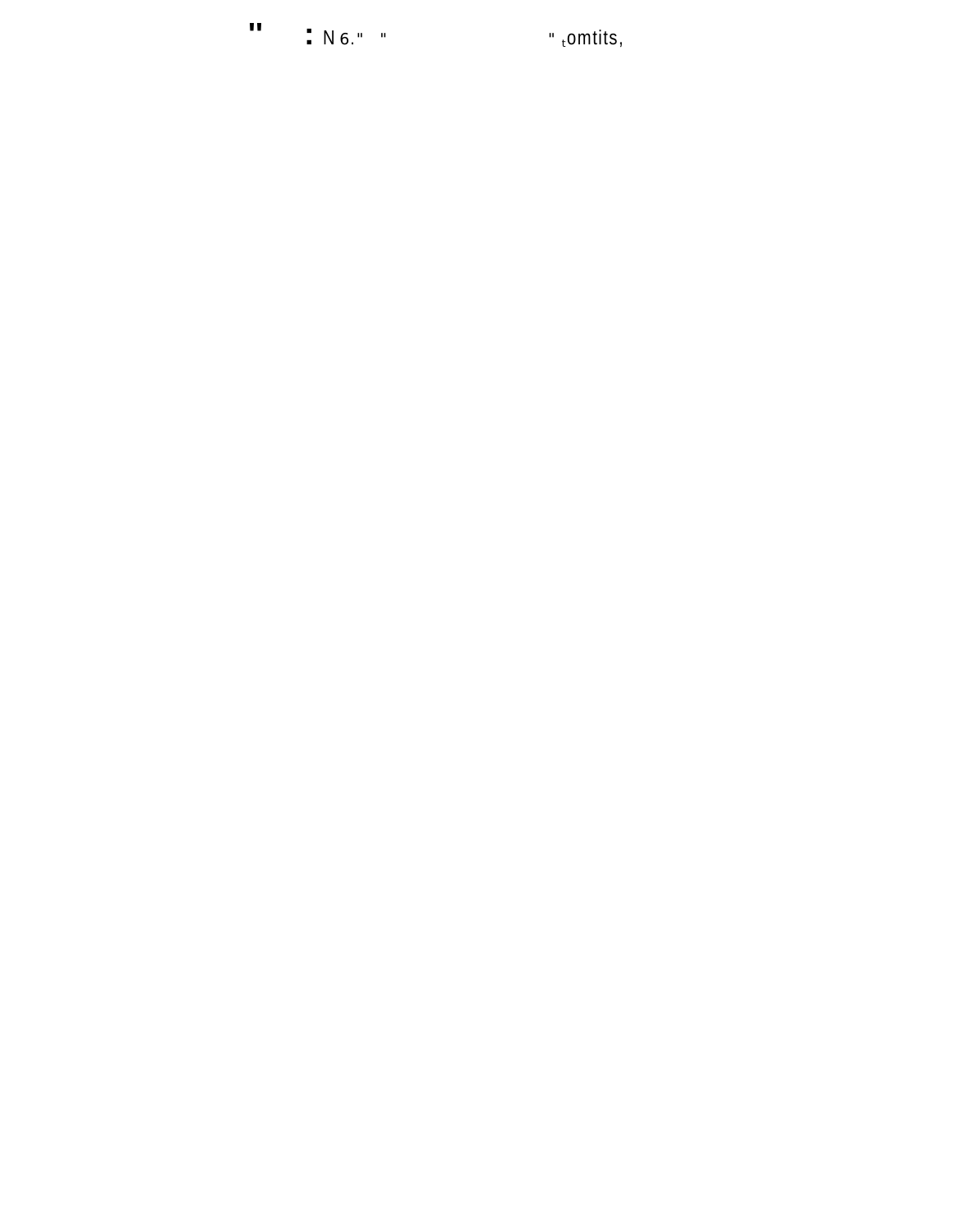" : N 6." " " tomtits,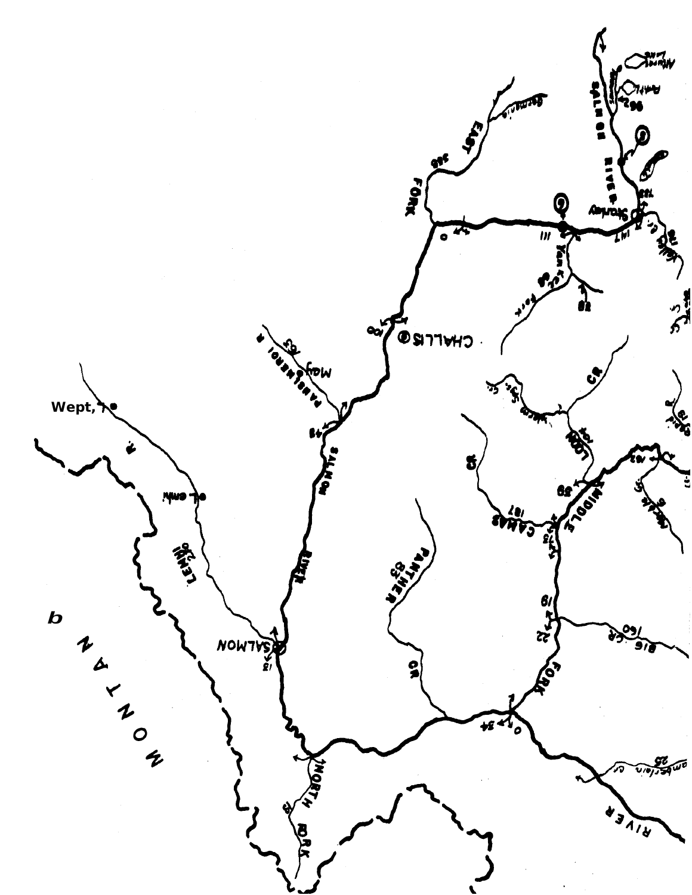Wept, 1

MONTANA

LEMHI R.

SALMON

NORTH FORK

SALMON RIVER

PAHSIMEROI R

CHALLIS

EAST FORK

Stanley

SALMON RIVER

Yankee Fork

PANTHER CR

83

LOON CR

CAMAS CR

187

MIDDLE FORK

BIG CR

160

RIVER

25